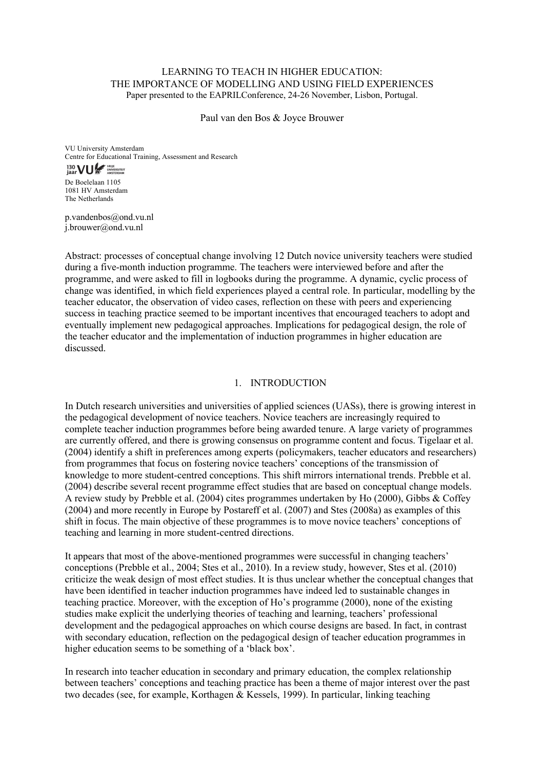# LEARNING TO TEACH IN HIGHER EDUCATION: THE IMPORTANCE OF MODELLING AND USING FIELD EXPERIENCES

Paper presented to the EAPRILConference, 24-26 November, Lisbon, Portugal.

Paul van den Bos & Joyce Brouwer

VU University Amsterdam
Centre for Educational Training, Assessment and Research

De Boelelaan 1105
1081 HV Amsterdam
The Netherlands

p.vandenbos@ond.vu.nl
j.brouwer@ond.vu.nl

Abstract: processes of conceptual change involving 12 Dutch novice university teachers were studied during a five-month induction programme. The teachers were interviewed before and after the programme, and were asked to fill in logbooks during the programme. A dynamic, cyclic process of change was identified, in which field experiences played a central role. In particular, modelling by the teacher educator, the observation of video cases, reflection on these with peers and experiencing success in teaching practice seemed to be important incentives that encouraged teachers to adopt and eventually implement new pedagogical approaches. Implications for pedagogical design, the role of the teacher educator and the implementation of induction programmes in higher education are discussed.

## 1. INTRODUCTION

In Dutch research universities and universities of applied sciences (UASs), there is growing interest in the pedagogical development of novice teachers. Novice teachers are increasingly required to complete teacher induction programmes before being awarded tenure. A large variety of programmes are currently offered, and there is growing consensus on programme content and focus. Tigelaar et al. (2004) identify a shift in preferences among experts (policymakers, teacher educators and researchers) from programmes that focus on fostering novice teachers' conceptions of the transmission of knowledge to more student-centred conceptions. This shift mirrors international trends. Prebble et al. (2004) describe several recent programme effect studies that are based on conceptual change models. A review study by Prebble et al. (2004) cites programmes undertaken by Ho (2000), Gibbs & Coffey (2004) and more recently in Europe by Postareff et al. (2007) and Stes (2008a) as examples of this shift in focus. The main objective of these programmes is to move novice teachers' conceptions of teaching and learning in more student-centred directions.

It appears that most of the above-mentioned programmes were successful in changing teachers' conceptions (Prebble et al., 2004; Stes et al., 2010). In a review study, however, Stes et al. (2010) criticize the weak design of most effect studies. It is thus unclear whether the conceptual changes that have been identified in teacher induction programmes have indeed led to sustainable changes in teaching practice. Moreover, with the exception of Ho's programme (2000), none of the existing studies make explicit the underlying theories of teaching and learning, teachers' professional development and the pedagogical approaches on which course designs are based. In fact, in contrast with secondary education, reflection on the pedagogical design of teacher education programmes in higher education seems to be something of a 'black box'.

In research into teacher education in secondary and primary education, the complex relationship between teachers' conceptions and teaching practice has been a theme of major interest over the past two decades (see, for example, Korthagen & Kessels, 1999). In particular, linking teaching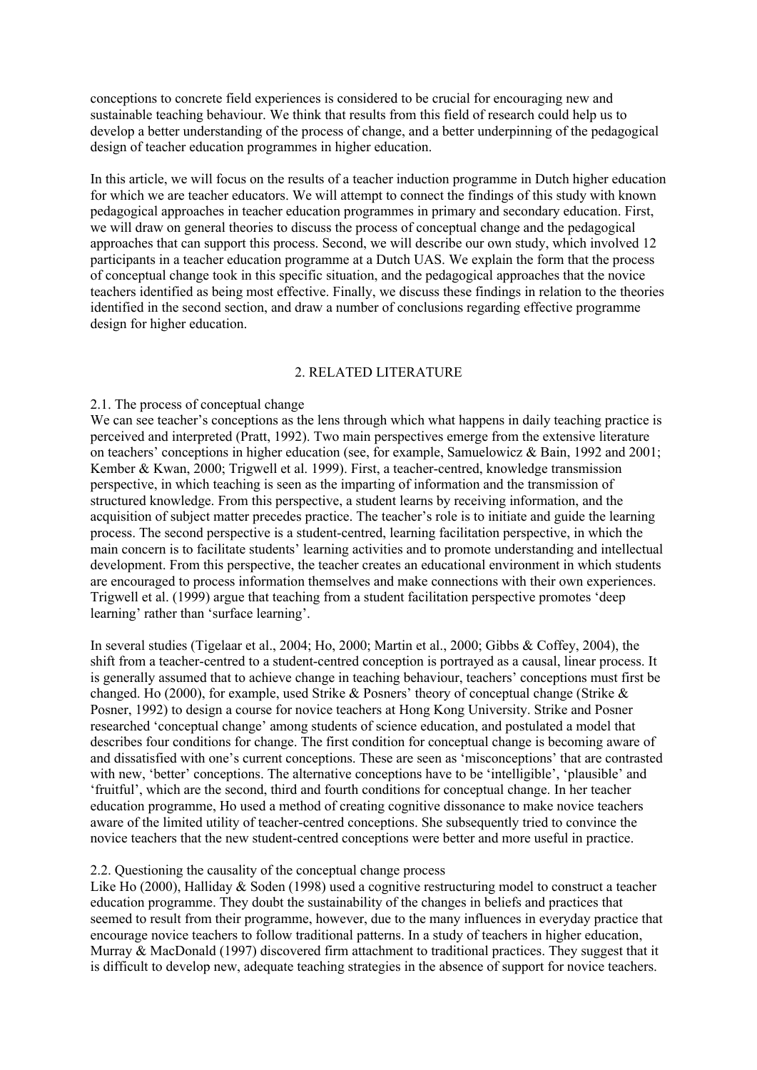conceptions to concrete field experiences is considered to be crucial for encouraging new and sustainable teaching behaviour. We think that results from this field of research could help us to develop a better understanding of the process of change, and a better underpinning of the pedagogical design of teacher education programmes in higher education.

In this article, we will focus on the results of a teacher induction programme in Dutch higher education for which we are teacher educators. We will attempt to connect the findings of this study with known pedagogical approaches in teacher education programmes in primary and secondary education. First, we will draw on general theories to discuss the process of conceptual change and the pedagogical approaches that can support this process. Second, we will describe our own study, which involved 12 participants in a teacher education programme at a Dutch UAS. We explain the form that the process of conceptual change took in this specific situation, and the pedagogical approaches that the novice teachers identified as being most effective. Finally, we discuss these findings in relation to the theories identified in the second section, and draw a number of conclusions regarding effective programme design for higher education.

## 2. RELATED LITERATURE

### 2.1. The process of conceptual change

We can see teacher's conceptions as the lens through which what happens in daily teaching practice is perceived and interpreted (Pratt, 1992). Two main perspectives emerge from the extensive literature on teachers' conceptions in higher education (see, for example, Samuelowicz & Bain, 1992 and 2001; Kember & Kwan, 2000; Trigwell et al. 1999). First, a teacher-centred, knowledge transmission perspective, in which teaching is seen as the imparting of information and the transmission of structured knowledge. From this perspective, a student learns by receiving information, and the acquisition of subject matter precedes practice. The teacher's role is to initiate and guide the learning process. The second perspective is a student-centred, learning facilitation perspective, in which the main concern is to facilitate students' learning activities and to promote understanding and intellectual development. From this perspective, the teacher creates an educational environment in which students are encouraged to process information themselves and make connections with their own experiences. Trigwell et al. (1999) argue that teaching from a student facilitation perspective promotes 'deep learning' rather than 'surface learning'.

In several studies (Tigelaar et al., 2004; Ho, 2000; Martin et al., 2000; Gibbs & Coffey, 2004), the shift from a teacher-centred to a student-centred conception is portrayed as a causal, linear process. It is generally assumed that to achieve change in teaching behaviour, teachers' conceptions must first be changed. Ho (2000), for example, used Strike & Posners' theory of conceptual change (Strike & Posner, 1992) to design a course for novice teachers at Hong Kong University. Strike and Posner researched 'conceptual change' among students of science education, and postulated a model that describes four conditions for change. The first condition for conceptual change is becoming aware of and dissatisfied with one's current conceptions. These are seen as 'misconceptions' that are contrasted with new, 'better' conceptions. The alternative conceptions have to be 'intelligible', 'plausible' and 'fruitful', which are the second, third and fourth conditions for conceptual change. In her teacher education programme, Ho used a method of creating cognitive dissonance to make novice teachers aware of the limited utility of teacher-centred conceptions. She subsequently tried to convince the novice teachers that the new student-centred conceptions were better and more useful in practice.

### 2.2. Questioning the causality of the conceptual change process

Like Ho (2000), Halliday & Soden (1998) used a cognitive restructuring model to construct a teacher education programme. They doubt the sustainability of the changes in beliefs and practices that seemed to result from their programme, however, due to the many influences in everyday practice that encourage novice teachers to follow traditional patterns. In a study of teachers in higher education, Murray & MacDonald (1997) discovered firm attachment to traditional practices. They suggest that it is difficult to develop new, adequate teaching strategies in the absence of support for novice teachers.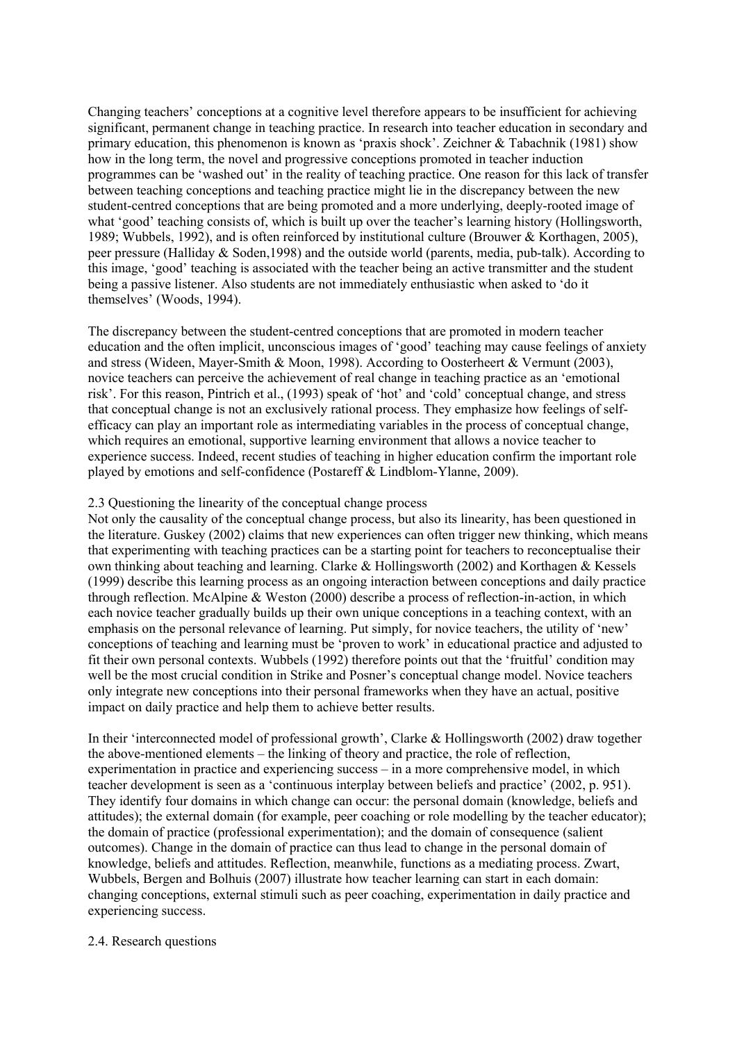Changing teachers' conceptions at a cognitive level therefore appears to be insufficient for achieving significant, permanent change in teaching practice. In research into teacher education in secondary and primary education, this phenomenon is known as 'praxis shock'. Zeichner & Tabachnik (1981) show how in the long term, the novel and progressive conceptions promoted in teacher induction programmes can be 'washed out' in the reality of teaching practice. One reason for this lack of transfer between teaching conceptions and teaching practice might lie in the discrepancy between the new student-centred conceptions that are being promoted and a more underlying, deeply-rooted image of what 'good' teaching consists of, which is built up over the teacher's learning history (Hollingsworth, 1989; Wubbels, 1992), and is often reinforced by institutional culture (Brouwer & Korthagen, 2005), peer pressure (Halliday & Soden,1998) and the outside world (parents, media, pub-talk). According to this image, 'good' teaching is associated with the teacher being an active transmitter and the student being a passive listener. Also students are not immediately enthusiastic when asked to 'do it themselves' (Woods, 1994).

The discrepancy between the student-centred conceptions that are promoted in modern teacher education and the often implicit, unconscious images of 'good' teaching may cause feelings of anxiety and stress (Wideen, Mayer-Smith & Moon, 1998). According to Oosterheert & Vermunt (2003), novice teachers can perceive the achievement of real change in teaching practice as an 'emotional risk'. For this reason, Pintrich et al., (1993) speak of 'hot' and 'cold' conceptual change, and stress that conceptual change is not an exclusively rational process. They emphasize how feelings of self-efficacy can play an important role as intermediating variables in the process of conceptual change, which requires an emotional, supportive learning environment that allows a novice teacher to experience success. Indeed, recent studies of teaching in higher education confirm the important role played by emotions and self-confidence (Postareff & Lindblom-Ylanne, 2009).

### 2.3 Questioning the linearity of the conceptual change process

Not only the causality of the conceptual change process, but also its linearity, has been questioned in the literature. Guskey (2002) claims that new experiences can often trigger new thinking, which means that experimenting with teaching practices can be a starting point for teachers to reconceptualise their own thinking about teaching and learning. Clarke & Hollingsworth (2002) and Korthagen & Kessels (1999) describe this learning process as an ongoing interaction between conceptions and daily practice through reflection. McAlpine & Weston (2000) describe a process of reflection-in-action, in which each novice teacher gradually builds up their own unique conceptions in a teaching context, with an emphasis on the personal relevance of learning. Put simply, for novice teachers, the utility of 'new' conceptions of teaching and learning must be 'proven to work' in educational practice and adjusted to fit their own personal contexts. Wubbels (1992) therefore points out that the 'fruitful' condition may well be the most crucial condition in Strike and Posner's conceptual change model. Novice teachers only integrate new conceptions into their personal frameworks when they have an actual, positive impact on daily practice and help them to achieve better results.

In their 'interconnected model of professional growth', Clarke & Hollingsworth (2002) draw together the above-mentioned elements – the linking of theory and practice, the role of reflection, experimentation in practice and experiencing success – in a more comprehensive model, in which teacher development is seen as a 'continuous interplay between beliefs and practice' (2002, p. 951). They identify four domains in which change can occur: the personal domain (knowledge, beliefs and attitudes); the external domain (for example, peer coaching or role modelling by the teacher educator); the domain of practice (professional experimentation); and the domain of consequence (salient outcomes). Change in the domain of practice can thus lead to change in the personal domain of knowledge, beliefs and attitudes. Reflection, meanwhile, functions as a mediating process. Zwart, Wubbels, Bergen and Bolhuis (2007) illustrate how teacher learning can start in each domain: changing conceptions, external stimuli such as peer coaching, experimentation in daily practice and experiencing success.

### 2.4. Research questions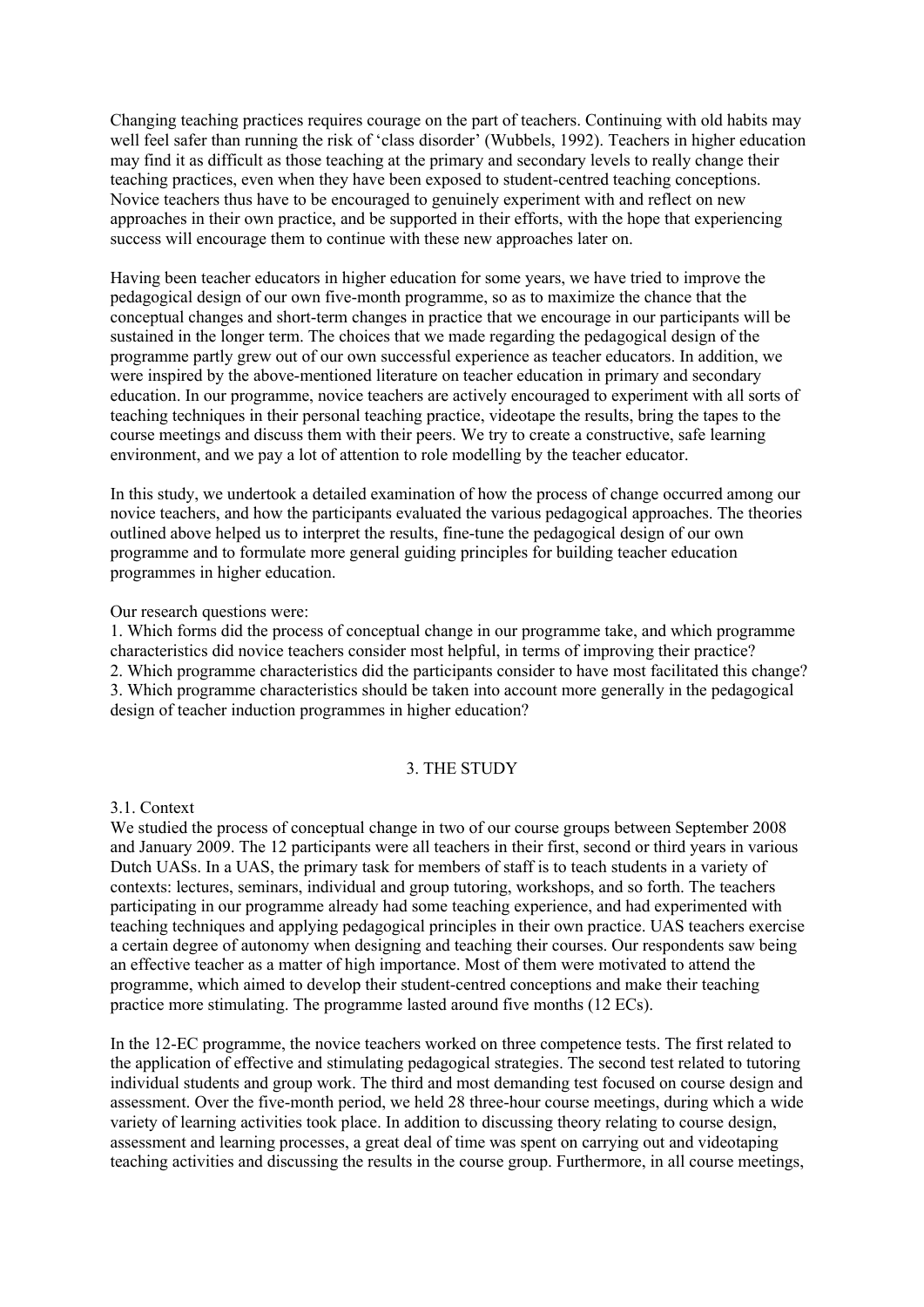Changing teaching practices requires courage on the part of teachers. Continuing with old habits may well feel safer than running the risk of 'class disorder' (Wubbels, 1992). Teachers in higher education may find it as difficult as those teaching at the primary and secondary levels to really change their teaching practices, even when they have been exposed to student-centred teaching conceptions. Novice teachers thus have to be encouraged to genuinely experiment with and reflect on new approaches in their own practice, and be supported in their efforts, with the hope that experiencing success will encourage them to continue with these new approaches later on.

Having been teacher educators in higher education for some years, we have tried to improve the pedagogical design of our own five-month programme, so as to maximize the chance that the conceptual changes and short-term changes in practice that we encourage in our participants will be sustained in the longer term. The choices that we made regarding the pedagogical design of the programme partly grew out of our own successful experience as teacher educators. In addition, we were inspired by the above-mentioned literature on teacher education in primary and secondary education. In our programme, novice teachers are actively encouraged to experiment with all sorts of teaching techniques in their personal teaching practice, videotape the results, bring the tapes to the course meetings and discuss them with their peers. We try to create a constructive, safe learning environment, and we pay a lot of attention to role modelling by the teacher educator.

In this study, we undertook a detailed examination of how the process of change occurred among our novice teachers, and how the participants evaluated the various pedagogical approaches. The theories outlined above helped us to interpret the results, fine-tune the pedagogical design of our own programme and to formulate more general guiding principles for building teacher education programmes in higher education.

Our research questions were:

1. Which forms did the process of conceptual change in our programme take, and which programme characteristics did novice teachers consider most helpful, in terms of improving their practice?
2. Which programme characteristics did the participants consider to have most facilitated this change?
3. Which programme characteristics should be taken into account more generally in the pedagogical design of teacher induction programmes in higher education?

## 3. THE STUDY

### 3.1. Context

We studied the process of conceptual change in two of our course groups between September 2008 and January 2009. The 12 participants were all teachers in their first, second or third years in various Dutch UASs. In a UAS, the primary task for members of staff is to teach students in a variety of contexts: lectures, seminars, individual and group tutoring, workshops, and so forth. The teachers participating in our programme already had some teaching experience, and had experimented with teaching techniques and applying pedagogical principles in their own practice. UAS teachers exercise a certain degree of autonomy when designing and teaching their courses. Our respondents saw being an effective teacher as a matter of high importance. Most of them were motivated to attend the programme, which aimed to develop their student-centred conceptions and make their teaching practice more stimulating. The programme lasted around five months (12 ECs).

In the 12-EC programme, the novice teachers worked on three competence tests. The first related to the application of effective and stimulating pedagogical strategies. The second test related to tutoring individual students and group work. The third and most demanding test focused on course design and assessment. Over the five-month period, we held 28 three-hour course meetings, during which a wide variety of learning activities took place. In addition to discussing theory relating to course design, assessment and learning processes, a great deal of time was spent on carrying out and videotaping teaching activities and discussing the results in the course group. Furthermore, in all course meetings,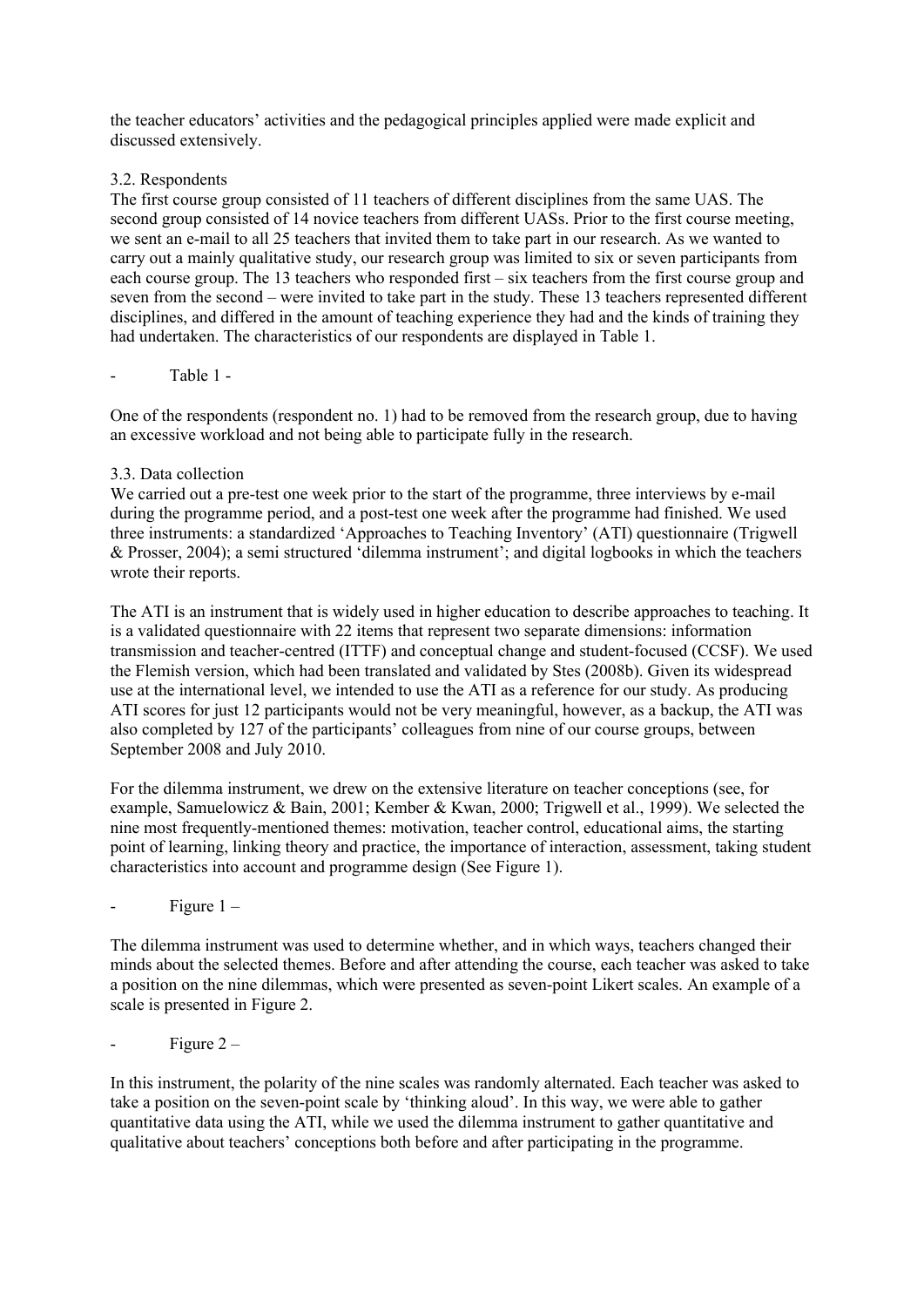the teacher educators' activities and the pedagogical principles applied were made explicit and discussed extensively.

### 3.2. Respondents

The first course group consisted of 11 teachers of different disciplines from the same UAS. The second group consisted of 14 novice teachers from different UASs. Prior to the first course meeting, we sent an e-mail to all 25 teachers that invited them to take part in our research. As we wanted to carry out a mainly qualitative study, our research group was limited to six or seven participants from each course group. The 13 teachers who responded first – six teachers from the first course group and seven from the second – were invited to take part in the study. These 13 teachers represented different disciplines, and differed in the amount of teaching experience they had and the kinds of training they had undertaken. The characteristics of our respondents are displayed in Table 1.

- Table 1 -

One of the respondents (respondent no. 1) had to be removed from the research group, due to having an excessive workload and not being able to participate fully in the research.

### 3.3. Data collection

We carried out a pre-test one week prior to the start of the programme, three interviews by e-mail during the programme period, and a post-test one week after the programme had finished. We used three instruments: a standardized 'Approaches to Teaching Inventory' (ATI) questionnaire (Trigwell & Prosser, 2004); a semi structured 'dilemma instrument'; and digital logbooks in which the teachers wrote their reports.

The ATI is an instrument that is widely used in higher education to describe approaches to teaching. It is a validated questionnaire with 22 items that represent two separate dimensions: information transmission and teacher-centred (ITTF) and conceptual change and student-focused (CCSF). We used the Flemish version, which had been translated and validated by Stes (2008b). Given its widespread use at the international level, we intended to use the ATI as a reference for our study. As producing ATI scores for just 12 participants would not be very meaningful, however, as a backup, the ATI was also completed by 127 of the participants' colleagues from nine of our course groups, between September 2008 and July 2010.

For the dilemma instrument, we drew on the extensive literature on teacher conceptions (see, for example, Samuelowicz & Bain, 2001; Kember & Kwan, 2000; Trigwell et al., 1999). We selected the nine most frequently-mentioned themes: motivation, teacher control, educational aims, the starting point of learning, linking theory and practice, the importance of interaction, assessment, taking student characteristics into account and programme design (See Figure 1).

- Figure 1 –

The dilemma instrument was used to determine whether, and in which ways, teachers changed their minds about the selected themes. Before and after attending the course, each teacher was asked to take a position on the nine dilemmas, which were presented as seven-point Likert scales. An example of a scale is presented in Figure 2.

- Figure 2 –

In this instrument, the polarity of the nine scales was randomly alternated. Each teacher was asked to take a position on the seven-point scale by 'thinking aloud'. In this way, we were able to gather quantitative data using the ATI, while we used the dilemma instrument to gather quantitative and qualitative about teachers' conceptions both before and after participating in the programme.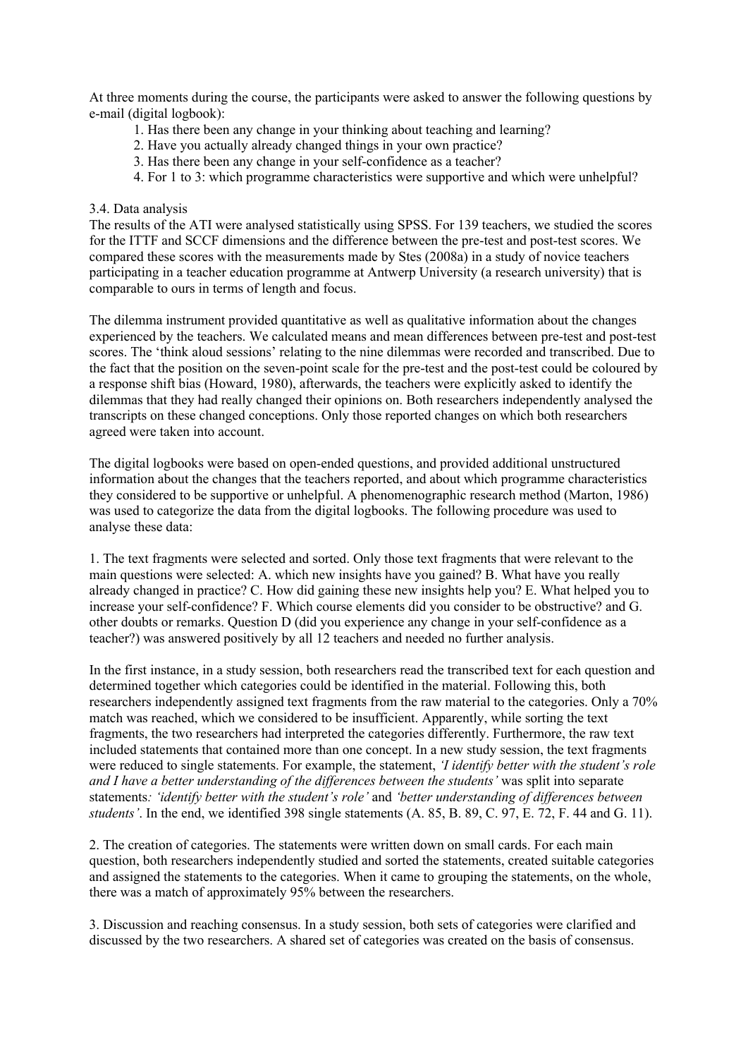At three moments during the course, the participants were asked to answer the following questions by e-mail (digital logbook):

1. Has there been any change in your thinking about teaching and learning?
2. Have you actually already changed things in your own practice?
3. Has there been any change in your self-confidence as a teacher?
4. For 1 to 3: which programme characteristics were supportive and which were unhelpful?

### 3.4. Data analysis

The results of the ATI were analysed statistically using SPSS. For 139 teachers, we studied the scores for the ITTF and SCCF dimensions and the difference between the pre-test and post-test scores. We compared these scores with the measurements made by Stes (2008a) in a study of novice teachers participating in a teacher education programme at Antwerp University (a research university) that is comparable to ours in terms of length and focus.

The dilemma instrument provided quantitative as well as qualitative information about the changes experienced by the teachers. We calculated means and mean differences between pre-test and post-test scores. The 'think aloud sessions' relating to the nine dilemmas were recorded and transcribed. Due to the fact that the position on the seven-point scale for the pre-test and the post-test could be coloured by a response shift bias (Howard, 1980), afterwards, the teachers were explicitly asked to identify the dilemmas that they had really changed their opinions on. Both researchers independently analysed the transcripts on these changed conceptions. Only those reported changes on which both researchers agreed were taken into account.

The digital logbooks were based on open-ended questions, and provided additional unstructured information about the changes that the teachers reported, and about which programme characteristics they considered to be supportive or unhelpful. A phenomenographic research method (Marton, 1986) was used to categorize the data from the digital logbooks. The following procedure was used to analyse these data:

1. The text fragments were selected and sorted. Only those text fragments that were relevant to the main questions were selected: A. which new insights have you gained? B. What have you really already changed in practice? C. How did gaining these new insights help you? E. What helped you to increase your self-confidence? F. Which course elements did you consider to be obstructive? and G. other doubts or remarks. Question D (did you experience any change in your self-confidence as a teacher?) was answered positively by all 12 teachers and needed no further analysis.

In the first instance, in a study session, both researchers read the transcribed text for each question and determined together which categories could be identified in the material. Following this, both researchers independently assigned text fragments from the raw material to the categories. Only a 70% match was reached, which we considered to be insufficient. Apparently, while sorting the text fragments, the two researchers had interpreted the categories differently. Furthermore, the raw text included statements that contained more than one concept. In a new study session, the text fragments were reduced to single statements. For example, the statement, *'I identify better with the student's role and I have a better understanding of the differences between the students'* was split into separate statements*: 'identify better with the student's role'* and *'better understanding of differences between students'*. In the end, we identified 398 single statements (A. 85, B. 89, C. 97, E. 72, F. 44 and G. 11).

2. The creation of categories. The statements were written down on small cards. For each main question, both researchers independently studied and sorted the statements, created suitable categories and assigned the statements to the categories. When it came to grouping the statements, on the whole, there was a match of approximately 95% between the researchers.

3. Discussion and reaching consensus. In a study session, both sets of categories were clarified and discussed by the two researchers. A shared set of categories was created on the basis of consensus.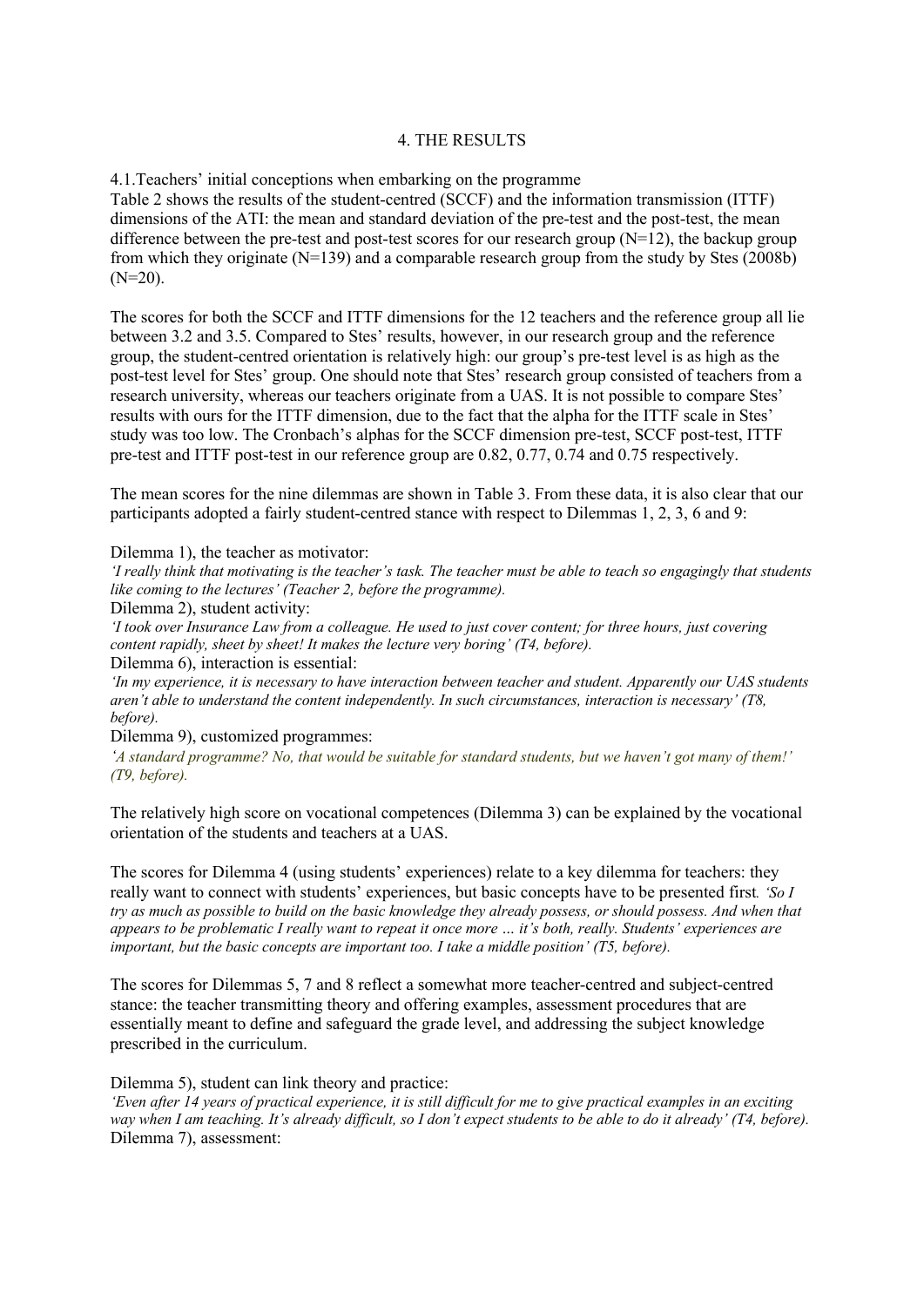# 4. THE RESULTS

## 4.1. Teachers' initial conceptions when embarking on the programme

Table 2 shows the results of the student-centred (SCCF) and the information transmission (ITTF) dimensions of the ATI: the mean and standard deviation of the pre-test and the post-test, the mean difference between the pre-test and post-test scores for our research group (N=12), the backup group from which they originate (N=139) and a comparable research group from the study by Stes (2008b) (N=20).

The scores for both the SCCF and ITTF dimensions for the 12 teachers and the reference group all lie between 3.2 and 3.5. Compared to Stes' results, however, in our research group and the reference group, the student-centred orientation is relatively high: our group's pre-test level is as high as the post-test level for Stes' group. One should note that Stes' research group consisted of teachers from a research university, whereas our teachers originate from a UAS. It is not possible to compare Stes' results with ours for the ITTF dimension, due to the fact that the alpha for the ITTF scale in Stes' study was too low. The Cronbach's alphas for the SCCF dimension pre-test, SCCF post-test, ITTF pre-test and ITTF post-test in our reference group are 0.82, 0.77, 0.74 and 0.75 respectively.

The mean scores for the nine dilemmas are shown in Table 3. From these data, it is also clear that our participants adopted a fairly student-centred stance with respect to Dilemmas 1, 2, 3, 6 and 9:

Dilemma 1), the teacher as motivator:
*'I really think that motivating is the teacher's task. The teacher must be able to teach so engagingly that students like coming to the lectures' (Teacher 2, before the programme).*

Dilemma 2), student activity:
*'I took over Insurance Law from a colleague. He used to just cover content; for three hours, just covering content rapidly, sheet by sheet! It makes the lecture very boring' (T4, before).*

Dilemma 6), interaction is essential:
*'In my experience, it is necessary to have interaction between teacher and student. Apparently our UAS students aren't able to understand the content independently. In such circumstances, interaction is necessary' (T8, before).*

Dilemma 9), customized programmes:
*'A standard programme? No, that would be suitable for standard students, but we haven't got many of them!' (T9, before).*

The relatively high score on vocational competences (Dilemma 3) can be explained by the vocational orientation of the students and teachers at a UAS.

The scores for Dilemma 4 (using students' experiences) relate to a key dilemma for teachers: they really want to connect with students' experiences, but basic concepts have to be presented first*. 'So I try as much as possible to build on the basic knowledge they already possess, or should possess. And when that appears to be problematic I really want to repeat it once more … it's both, really. Students' experiences are important, but the basic concepts are important too. I take a middle position' (T5, before).*

The scores for Dilemmas 5, 7 and 8 reflect a somewhat more teacher-centred and subject-centred stance: the teacher transmitting theory and offering examples, assessment procedures that are essentially meant to define and safeguard the grade level, and addressing the subject knowledge prescribed in the curriculum.

Dilemma 5), student can link theory and practice:
*'Even after 14 years of practical experience, it is still difficult for me to give practical examples in an exciting way when I am teaching. It's already difficult, so I don't expect students to be able to do it already' (T4, before).*

Dilemma 7), assessment: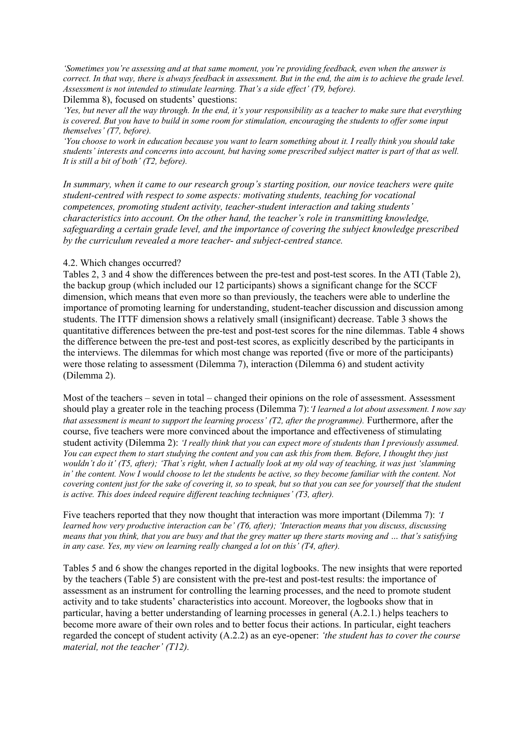*'Sometimes you're assessing and at that same moment, you're providing feedback, even when the answer is correct. In that way, there is always feedback in assessment. But in the end, the aim is to achieve the grade level. Assessment is not intended to stimulate learning. That's a side effect' (T9, before).*

Dilemma 8), focused on students' questions:

*'Yes, but never all the way through. In the end, it's your responsibility as a teacher to make sure that everything is covered. But you have to build in some room for stimulation, encouraging the students to offer some input themselves' (T7, before).*

*'You choose to work in education because you want to learn something about it. I really think you should take students' interests and concerns into account, but having some prescribed subject matter is part of that as well. It is still a bit of both' (T2, before).*

*In summary, when it came to our research group's starting position, our novice teachers were quite student-centred with respect to some aspects: motivating students, teaching for vocational competences, promoting student activity, teacher-student interaction and taking students' characteristics into account. On the other hand, the teacher's role in transmitting knowledge, safeguarding a certain grade level, and the importance of covering the subject knowledge prescribed by the curriculum revealed a more teacher- and subject-centred stance.*

4.2. Which changes occurred?

Tables 2, 3 and 4 show the differences between the pre-test and post-test scores. In the ATI (Table 2), the backup group (which included our 12 participants) shows a significant change for the SCCF dimension, which means that even more so than previously, the teachers were able to underline the importance of promoting learning for understanding, student-teacher discussion and discussion among students. The ITTF dimension shows a relatively small (insignificant) decrease. Table 3 shows the quantitative differences between the pre-test and post-test scores for the nine dilemmas. Table 4 shows the difference between the pre-test and post-test scores, as explicitly described by the participants in the interviews. The dilemmas for which most change was reported (five or more of the participants) were those relating to assessment (Dilemma 7), interaction (Dilemma 6) and student activity (Dilemma 2).

Most of the teachers – seven in total – changed their opinions on the role of assessment. Assessment should play a greater role in the teaching process (Dilemma 7): *'I learned a lot about assessment. I now say that assessment is meant to support the learning process' (T2, after the programme).* Furthermore, after the course, five teachers were more convinced about the importance and effectiveness of stimulating student activity (Dilemma 2): *'I really think that you can expect more of students than I previously assumed. You can expect them to start studying the content and you can ask this from them. Before, I thought they just wouldn't do it' (T5, after); 'That's right, when I actually look at my old way of teaching, it was just 'slamming in' the content. Now I would choose to let the students be active, so they become familiar with the content. Not covering content just for the sake of covering it, so to speak, but so that you can see for yourself that the student is active. This does indeed require different teaching techniques' (T3, after).*

Five teachers reported that they now thought that interaction was more important (Dilemma 7): *'I learned how very productive interaction can be' (T6, after); 'Interaction means that you discuss, discussing means that you think, that you are busy and that the grey matter up there starts moving and … that's satisfying in any case. Yes, my view on learning really changed a lot on this' (T4, after).*

Tables 5 and 6 show the changes reported in the digital logbooks. The new insights that were reported by the teachers (Table 5) are consistent with the pre-test and post-test results: the importance of assessment as an instrument for controlling the learning processes, and the need to promote student activity and to take students' characteristics into account. Moreover, the logbooks show that in particular, having a better understanding of learning processes in general (A.2.1.) helps teachers to become more aware of their own roles and to better focus their actions. In particular, eight teachers regarded the concept of student activity (A.2.2) as an eye-opener: *'the student has to cover the course material, not the teacher' (T12).*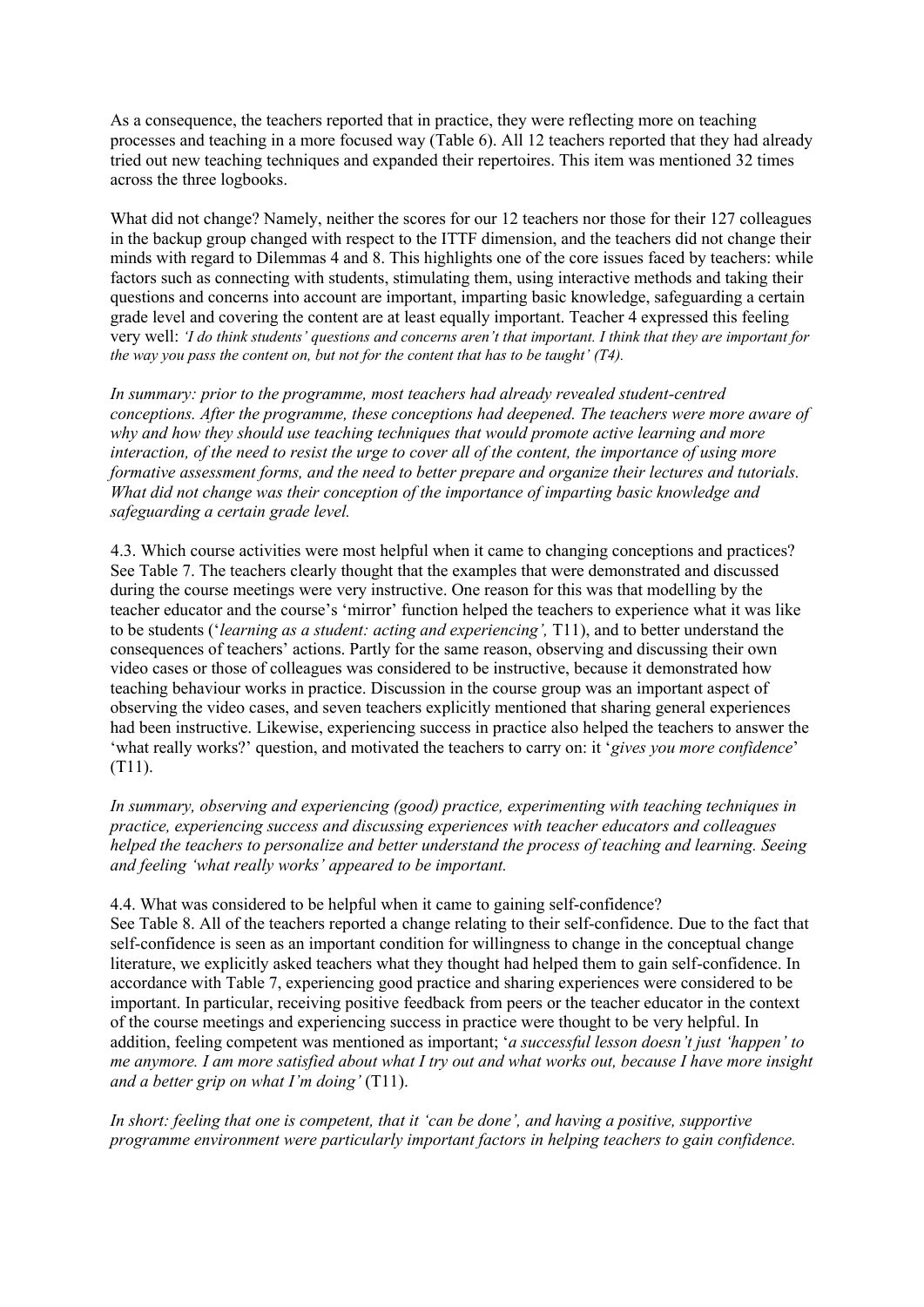As a consequence, the teachers reported that in practice, they were reflecting more on teaching processes and teaching in a more focused way (Table 6). All 12 teachers reported that they had already tried out new teaching techniques and expanded their repertoires. This item was mentioned 32 times across the three logbooks.

What did not change? Namely, neither the scores for our 12 teachers nor those for their 127 colleagues in the backup group changed with respect to the ITTF dimension, and the teachers did not change their minds with regard to Dilemmas 4 and 8. This highlights one of the core issues faced by teachers: while factors such as connecting with students, stimulating them, using interactive methods and taking their questions and concerns into account are important, imparting basic knowledge, safeguarding a certain grade level and covering the content are at least equally important. Teacher 4 expressed this feeling very well: *'I do think students' questions and concerns aren't that important. I think that they are important for the way you pass the content on, but not for the content that has to be taught' (T4).*

*In summary: prior to the programme, most teachers had already revealed student-centred conceptions. After the programme, these conceptions had deepened. The teachers were more aware of why and how they should use teaching techniques that would promote active learning and more interaction, of the need to resist the urge to cover all of the content, the importance of using more formative assessment forms, and the need to better prepare and organize their lectures and tutorials. What did not change was their conception of the importance of imparting basic knowledge and safeguarding a certain grade level.*

4.3. Which course activities were most helpful when it came to changing conceptions and practices? See Table 7. The teachers clearly thought that the examples that were demonstrated and discussed during the course meetings were very instructive. One reason for this was that modelling by the teacher educator and the course's 'mirror' function helped the teachers to experience what it was like to be students ('*learning as a student: acting and experiencing',* T11), and to better understand the consequences of teachers' actions. Partly for the same reason, observing and discussing their own video cases or those of colleagues was considered to be instructive, because it demonstrated how teaching behaviour works in practice. Discussion in the course group was an important aspect of observing the video cases, and seven teachers explicitly mentioned that sharing general experiences had been instructive. Likewise, experiencing success in practice also helped the teachers to answer the 'what really works?' question, and motivated the teachers to carry on: it '*gives you more confidence*' (T11).

*In summary, observing and experiencing (good) practice, experimenting with teaching techniques in practice, experiencing success and discussing experiences with teacher educators and colleagues helped the teachers to personalize and better understand the process of teaching and learning. Seeing and feeling 'what really works' appeared to be important.*

4.4. What was considered to be helpful when it came to gaining self-confidence?
See Table 8. All of the teachers reported a change relating to their self-confidence. Due to the fact that self-confidence is seen as an important condition for willingness to change in the conceptual change literature, we explicitly asked teachers what they thought had helped them to gain self-confidence. In accordance with Table 7, experiencing good practice and sharing experiences were considered to be important. In particular, receiving positive feedback from peers or the teacher educator in the context of the course meetings and experiencing success in practice were thought to be very helpful. In addition, feeling competent was mentioned as important; '*a successful lesson doesn't just 'happen' to me anymore. I am more satisfied about what I try out and what works out, because I have more insight and a better grip on what I'm doing'* (T11).

*In short: feeling that one is competent, that it 'can be done', and having a positive, supportive programme environment were particularly important factors in helping teachers to gain confidence.*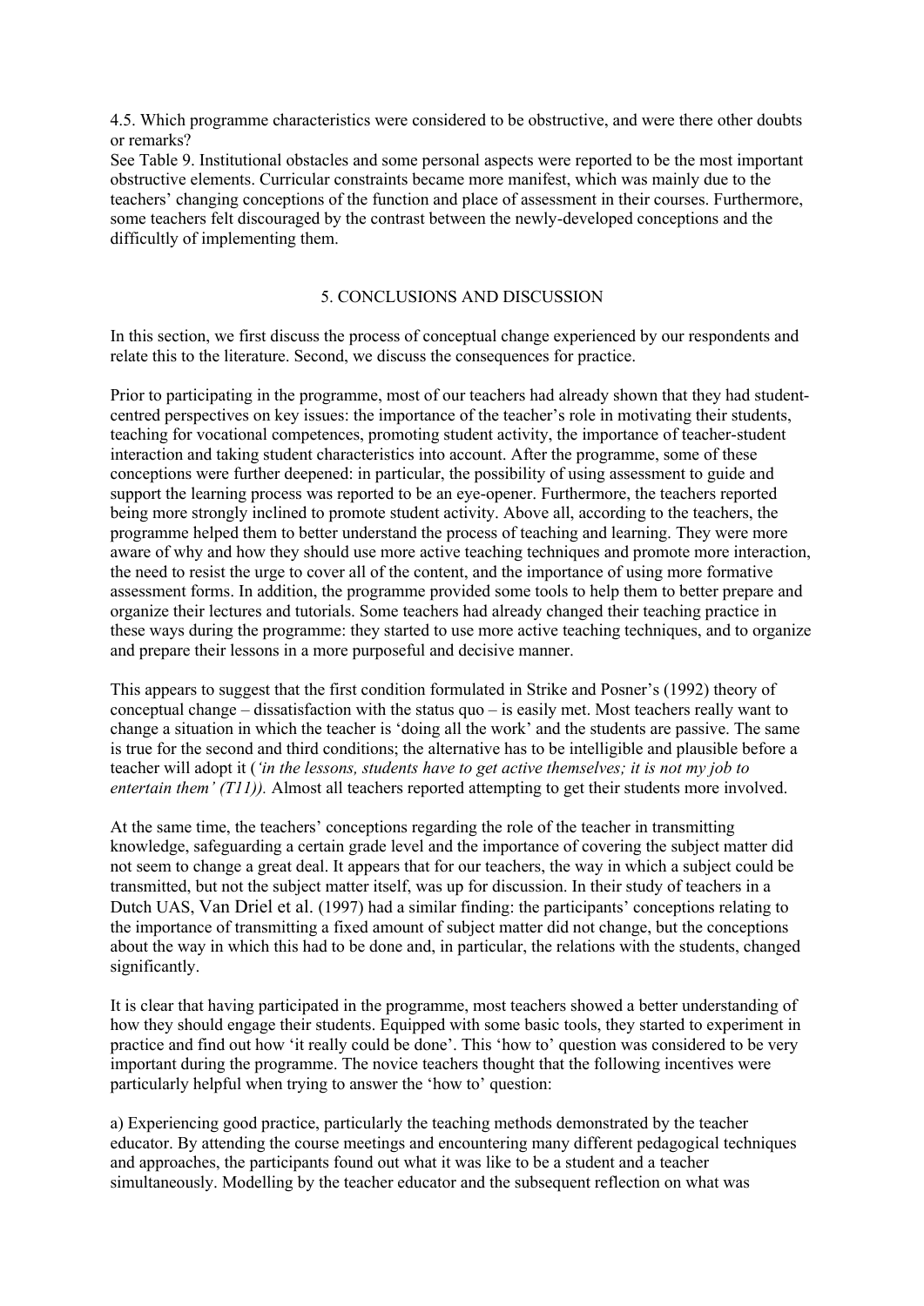### 4.5. Which programme characteristics were considered to be obstructive, and were there other doubts or remarks?

See Table 9. Institutional obstacles and some personal aspects were reported to be the most important obstructive elements. Curricular constraints became more manifest, which was mainly due to the teachers' changing conceptions of the function and place of assessment in their courses. Furthermore, some teachers felt discouraged by the contrast between the newly-developed conceptions and the difficultly of implementing them.

## 5. CONCLUSIONS AND DISCUSSION

In this section, we first discuss the process of conceptual change experienced by our respondents and relate this to the literature. Second, we discuss the consequences for practice.

Prior to participating in the programme, most of our teachers had already shown that they had student-centred perspectives on key issues: the importance of the teacher's role in motivating their students, teaching for vocational competences, promoting student activity, the importance of teacher-student interaction and taking student characteristics into account. After the programme, some of these conceptions were further deepened: in particular, the possibility of using assessment to guide and support the learning process was reported to be an eye-opener. Furthermore, the teachers reported being more strongly inclined to promote student activity. Above all, according to the teachers, the programme helped them to better understand the process of teaching and learning. They were more aware of why and how they should use more active teaching techniques and promote more interaction, the need to resist the urge to cover all of the content, and the importance of using more formative assessment forms. In addition, the programme provided some tools to help them to better prepare and organize their lectures and tutorials. Some teachers had already changed their teaching practice in these ways during the programme: they started to use more active teaching techniques, and to organize and prepare their lessons in a more purposeful and decisive manner.

This appears to suggest that the first condition formulated in Strike and Posner's (1992) theory of conceptual change – dissatisfaction with the status quo – is easily met. Most teachers really want to change a situation in which the teacher is 'doing all the work' and the students are passive. The same is true for the second and third conditions; the alternative has to be intelligible and plausible before a teacher will adopt it (*'in the lessons, students have to get active themselves; it is not my job to entertain them' (T11)).* Almost all teachers reported attempting to get their students more involved.

At the same time, the teachers' conceptions regarding the role of the teacher in transmitting knowledge, safeguarding a certain grade level and the importance of covering the subject matter did not seem to change a great deal. It appears that for our teachers, the way in which a subject could be transmitted, but not the subject matter itself, was up for discussion. In their study of teachers in a Dutch UAS, Van Driel et al. (1997) had a similar finding: the participants' conceptions relating to the importance of transmitting a fixed amount of subject matter did not change, but the conceptions about the way in which this had to be done and, in particular, the relations with the students, changed significantly.

It is clear that having participated in the programme, most teachers showed a better understanding of how they should engage their students. Equipped with some basic tools, they started to experiment in practice and find out how 'it really could be done'. This 'how to' question was considered to be very important during the programme. The novice teachers thought that the following incentives were particularly helpful when trying to answer the 'how to' question:

a) Experiencing good practice, particularly the teaching methods demonstrated by the teacher educator. By attending the course meetings and encountering many different pedagogical techniques and approaches, the participants found out what it was like to be a student and a teacher simultaneously. Modelling by the teacher educator and the subsequent reflection on what was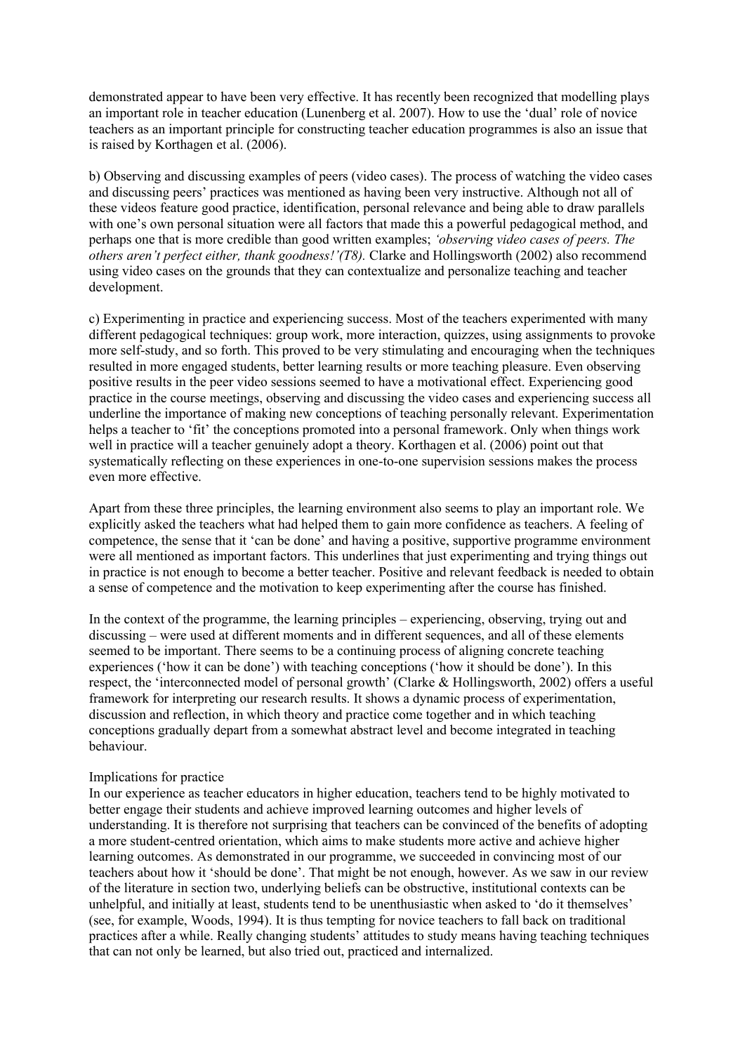demonstrated appear to have been very effective. It has recently been recognized that modelling plays an important role in teacher education (Lunenberg et al. 2007). How to use the 'dual' role of novice teachers as an important principle for constructing teacher education programmes is also an issue that is raised by Korthagen et al. (2006).

b) Observing and discussing examples of peers (video cases). The process of watching the video cases and discussing peers' practices was mentioned as having been very instructive. Although not all of these videos feature good practice, identification, personal relevance and being able to draw parallels with one's own personal situation were all factors that made this a powerful pedagogical method, and perhaps one that is more credible than good written examples; *'observing video cases of peers. The others aren't perfect either, thank goodness!'(T8).* Clarke and Hollingsworth (2002) also recommend using video cases on the grounds that they can contextualize and personalize teaching and teacher development.

c) Experimenting in practice and experiencing success. Most of the teachers experimented with many different pedagogical techniques: group work, more interaction, quizzes, using assignments to provoke more self-study, and so forth. This proved to be very stimulating and encouraging when the techniques resulted in more engaged students, better learning results or more teaching pleasure. Even observing positive results in the peer video sessions seemed to have a motivational effect. Experiencing good practice in the course meetings, observing and discussing the video cases and experiencing success all underline the importance of making new conceptions of teaching personally relevant. Experimentation helps a teacher to 'fit' the conceptions promoted into a personal framework. Only when things work well in practice will a teacher genuinely adopt a theory. Korthagen et al. (2006) point out that systematically reflecting on these experiences in one-to-one supervision sessions makes the process even more effective.

Apart from these three principles, the learning environment also seems to play an important role. We explicitly asked the teachers what had helped them to gain more confidence as teachers. A feeling of competence, the sense that it 'can be done' and having a positive, supportive programme environment were all mentioned as important factors. This underlines that just experimenting and trying things out in practice is not enough to become a better teacher. Positive and relevant feedback is needed to obtain a sense of competence and the motivation to keep experimenting after the course has finished.

In the context of the programme, the learning principles – experiencing, observing, trying out and discussing – were used at different moments and in different sequences, and all of these elements seemed to be important. There seems to be a continuing process of aligning concrete teaching experiences ('how it can be done') with teaching conceptions ('how it should be done'). In this respect, the 'interconnected model of personal growth' (Clarke & Hollingsworth, 2002) offers a useful framework for interpreting our research results. It shows a dynamic process of experimentation, discussion and reflection, in which theory and practice come together and in which teaching conceptions gradually depart from a somewhat abstract level and become integrated in teaching behaviour.

Implications for practice

In our experience as teacher educators in higher education, teachers tend to be highly motivated to better engage their students and achieve improved learning outcomes and higher levels of understanding. It is therefore not surprising that teachers can be convinced of the benefits of adopting a more student-centred orientation, which aims to make students more active and achieve higher learning outcomes. As demonstrated in our programme, we succeeded in convincing most of our teachers about how it 'should be done'. That might be not enough, however. As we saw in our review of the literature in section two, underlying beliefs can be obstructive, institutional contexts can be unhelpful, and initially at least, students tend to be unenthusiastic when asked to 'do it themselves' (see, for example, Woods, 1994). It is thus tempting for novice teachers to fall back on traditional practices after a while. Really changing students' attitudes to study means having teaching techniques that can not only be learned, but also tried out, practiced and internalized.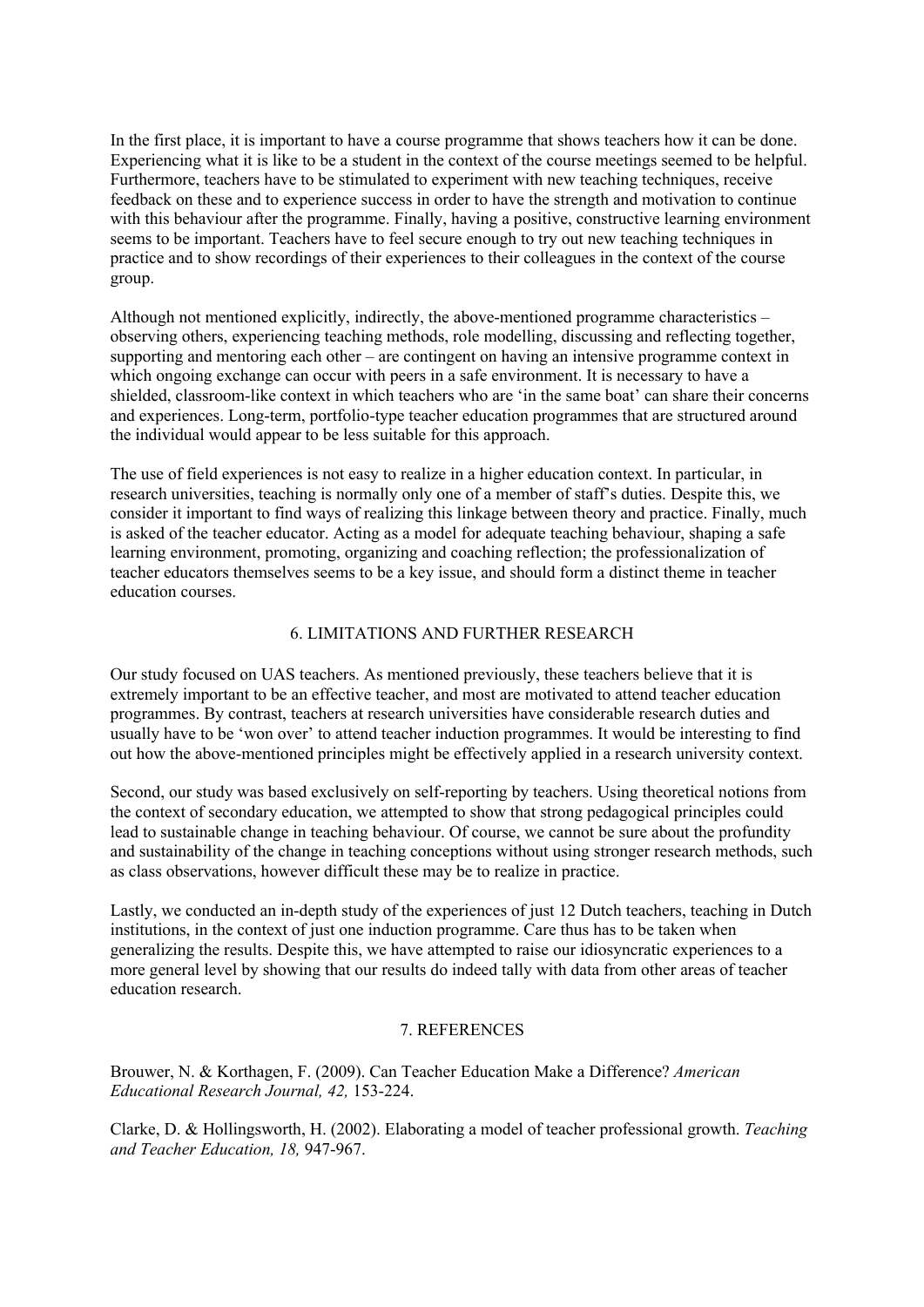In the first place, it is important to have a course programme that shows teachers how it can be done. Experiencing what it is like to be a student in the context of the course meetings seemed to be helpful. Furthermore, teachers have to be stimulated to experiment with new teaching techniques, receive feedback on these and to experience success in order to have the strength and motivation to continue with this behaviour after the programme. Finally, having a positive, constructive learning environment seems to be important. Teachers have to feel secure enough to try out new teaching techniques in practice and to show recordings of their experiences to their colleagues in the context of the course group.

Although not mentioned explicitly, indirectly, the above-mentioned programme characteristics – observing others, experiencing teaching methods, role modelling, discussing and reflecting together, supporting and mentoring each other – are contingent on having an intensive programme context in which ongoing exchange can occur with peers in a safe environment. It is necessary to have a shielded, classroom-like context in which teachers who are 'in the same boat' can share their concerns and experiences. Long-term, portfolio-type teacher education programmes that are structured around the individual would appear to be less suitable for this approach.

The use of field experiences is not easy to realize in a higher education context. In particular, in research universities, teaching is normally only one of a member of staff's duties. Despite this, we consider it important to find ways of realizing this linkage between theory and practice. Finally, much is asked of the teacher educator. Acting as a model for adequate teaching behaviour, shaping a safe learning environment, promoting, organizing and coaching reflection; the professionalization of teacher educators themselves seems to be a key issue, and should form a distinct theme in teacher education courses.

## 6. LIMITATIONS AND FURTHER RESEARCH

Our study focused on UAS teachers. As mentioned previously, these teachers believe that it is extremely important to be an effective teacher, and most are motivated to attend teacher education programmes. By contrast, teachers at research universities have considerable research duties and usually have to be 'won over' to attend teacher induction programmes. It would be interesting to find out how the above-mentioned principles might be effectively applied in a research university context.

Second, our study was based exclusively on self-reporting by teachers. Using theoretical notions from the context of secondary education, we attempted to show that strong pedagogical principles could lead to sustainable change in teaching behaviour. Of course, we cannot be sure about the profundity and sustainability of the change in teaching conceptions without using stronger research methods, such as class observations, however difficult these may be to realize in practice.

Lastly, we conducted an in-depth study of the experiences of just 12 Dutch teachers, teaching in Dutch institutions, in the context of just one induction programme. Care thus has to be taken when generalizing the results. Despite this, we have attempted to raise our idiosyncratic experiences to a more general level by showing that our results do indeed tally with data from other areas of teacher education research.

## 7. REFERENCES

Brouwer, N. & Korthagen, F. (2009). Can Teacher Education Make a Difference? *American Educational Research Journal, 42,* 153-224.

Clarke, D. & Hollingsworth, H. (2002). Elaborating a model of teacher professional growth. *Teaching and Teacher Education, 18,* 947-967.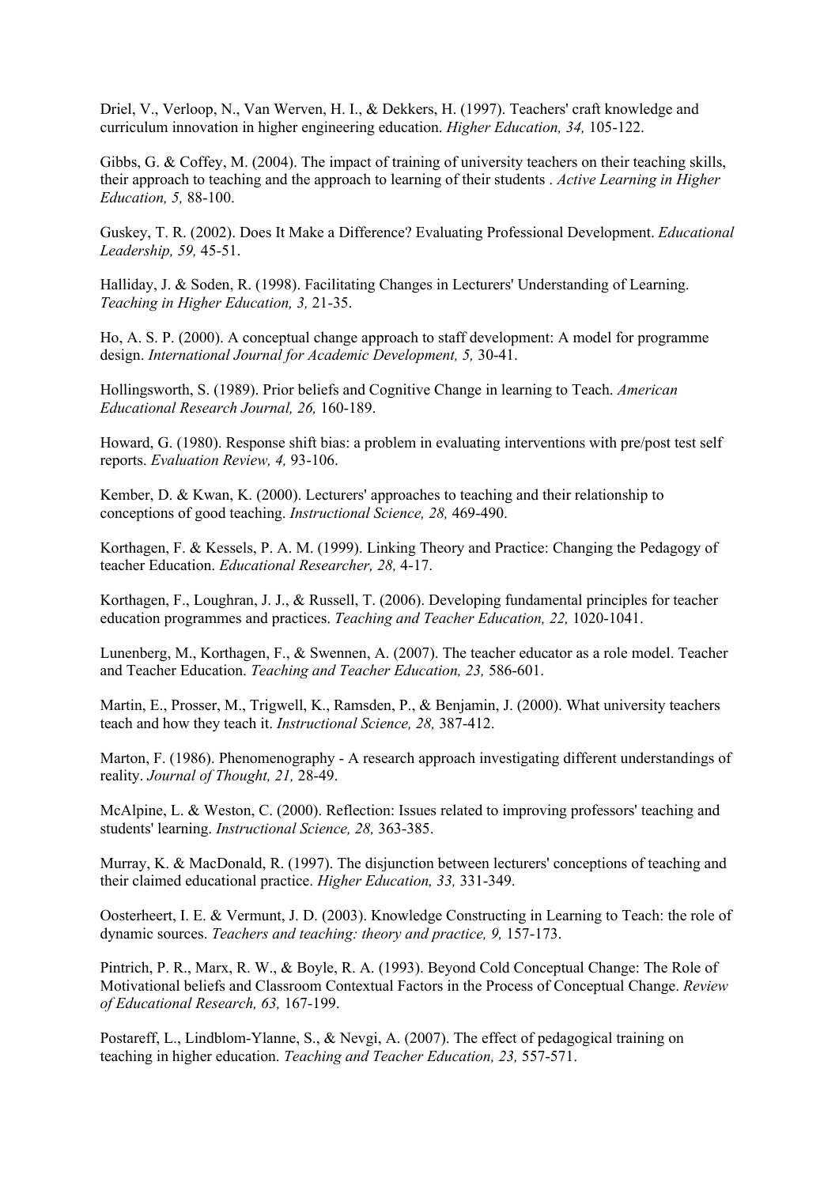Driel, V., Verloop, N., Van Werven, H. I., & Dekkers, H. (1997). Teachers' craft knowledge and curriculum innovation in higher engineering education. *Higher Education, 34,* 105-122.

Gibbs, G. & Coffey, M. (2004). The impact of training of university teachers on their teaching skills, their approach to teaching and the approach to learning of their students . *Active Learning in Higher Education, 5,* 88-100.

Guskey, T. R. (2002). Does It Make a Difference? Evaluating Professional Development. *Educational Leadership, 59,* 45-51.

Halliday, J. & Soden, R. (1998). Facilitating Changes in Lecturers' Understanding of Learning. *Teaching in Higher Education, 3,* 21-35.

Ho, A. S. P. (2000). A conceptual change approach to staff development: A model for programme design. *International Journal for Academic Development, 5,* 30-41.

Hollingsworth, S. (1989). Prior beliefs and Cognitive Change in learning to Teach. *American Educational Research Journal, 26,* 160-189.

Howard, G. (1980). Response shift bias: a problem in evaluating interventions with pre/post test self reports. *Evaluation Review, 4,* 93-106.

Kember, D. & Kwan, K. (2000). Lecturers' approaches to teaching and their relationship to conceptions of good teaching. *Instructional Science, 28,* 469-490.

Korthagen, F. & Kessels, P. A. M. (1999). Linking Theory and Practice: Changing the Pedagogy of teacher Education. *Educational Researcher, 28,* 4-17.

Korthagen, F., Loughran, J. J., & Russell, T. (2006). Developing fundamental principles for teacher education programmes and practices. *Teaching and Teacher Education, 22,* 1020-1041.

Lunenberg, M., Korthagen, F., & Swennen, A. (2007). The teacher educator as a role model. Teacher and Teacher Education. *Teaching and Teacher Education, 23,* 586-601.

Martin, E., Prosser, M., Trigwell, K., Ramsden, P., & Benjamin, J. (2000). What university teachers teach and how they teach it. *Instructional Science, 28,* 387-412.

Marton, F. (1986). Phenomenography - A research approach investigating different understandings of reality. *Journal of Thought, 21,* 28-49.

McAlpine, L. & Weston, C. (2000). Reflection: Issues related to improving professors' teaching and students' learning. *Instructional Science, 28,* 363-385.

Murray, K. & MacDonald, R. (1997). The disjunction between lecturers' conceptions of teaching and their claimed educational practice. *Higher Education, 33,* 331-349.

Oosterheert, I. E. & Vermunt, J. D. (2003). Knowledge Constructing in Learning to Teach: the role of dynamic sources. *Teachers and teaching: theory and practice, 9,* 157-173.

Pintrich, P. R., Marx, R. W., & Boyle, R. A. (1993). Beyond Cold Conceptual Change: The Role of Motivational beliefs and Classroom Contextual Factors in the Process of Conceptual Change. *Review of Educational Research, 63,* 167-199.

Postareff, L., Lindblom-Ylanne, S., & Nevgi, A. (2007). The effect of pedagogical training on teaching in higher education. *Teaching and Teacher Education, 23,* 557-571.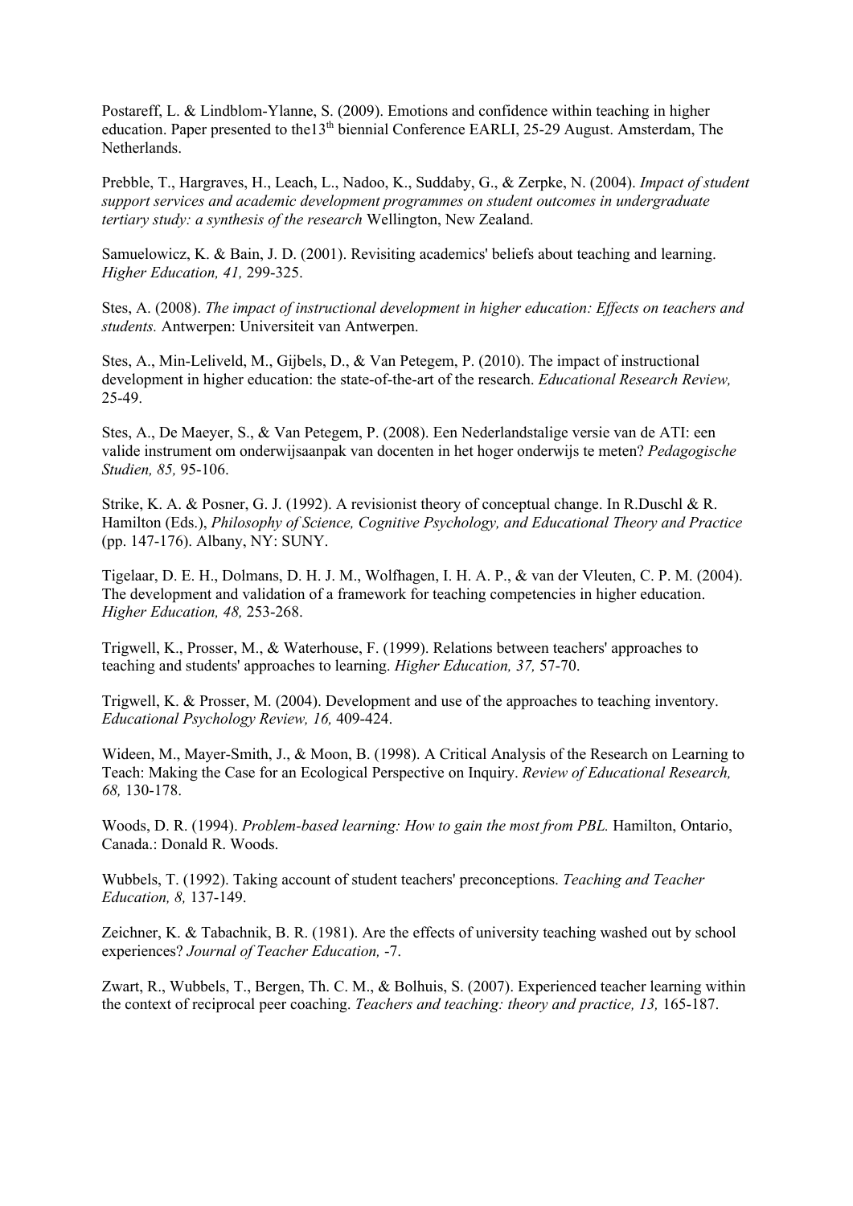Postareff, L. & Lindblom-Ylanne, S. (2009). Emotions and confidence within teaching in higher education. Paper presented to the13th biennial Conference EARLI, 25-29 August. Amsterdam, The Netherlands.

Prebble, T., Hargraves, H., Leach, L., Nadoo, K., Suddaby, G., & Zerpke, N. (2004). *Impact of student support services and academic development programmes on student outcomes in undergraduate tertiary study: a synthesis of the research* Wellington, New Zealand.

Samuelowicz, K. & Bain, J. D. (2001). Revisiting academics' beliefs about teaching and learning. *Higher Education, 41,* 299-325.

Stes, A. (2008). *The impact of instructional development in higher education: Effects on teachers and students.* Antwerpen: Universiteit van Antwerpen.

Stes, A., Min-Leliveld, M., Gijbels, D., & Van Petegem, P. (2010). The impact of instructional development in higher education: the state-of-the-art of the research. *Educational Research Review,* 25-49.

Stes, A., De Maeyer, S., & Van Petegem, P. (2008). Een Nederlandstalige versie van de ATI: een valide instrument om onderwijsaanpak van docenten in het hoger onderwijs te meten? *Pedagogische Studien, 85,* 95-106.

Strike, K. A. & Posner, G. J. (1992). A revisionist theory of conceptual change. In R.Duschl & R. Hamilton (Eds.), *Philosophy of Science, Cognitive Psychology, and Educational Theory and Practice* (pp. 147-176). Albany, NY: SUNY.

Tigelaar, D. E. H., Dolmans, D. H. J. M., Wolfhagen, I. H. A. P., & van der Vleuten, C. P. M. (2004). The development and validation of a framework for teaching competencies in higher education. *Higher Education, 48,* 253-268.

Trigwell, K., Prosser, M., & Waterhouse, F. (1999). Relations between teachers' approaches to teaching and students' approaches to learning. *Higher Education, 37,* 57-70.

Trigwell, K. & Prosser, M. (2004). Development and use of the approaches to teaching inventory. *Educational Psychology Review, 16,* 409-424.

Wideen, M., Mayer-Smith, J., & Moon, B. (1998). A Critical Analysis of the Research on Learning to Teach: Making the Case for an Ecological Perspective on Inquiry. *Review of Educational Research, 68,* 130-178.

Woods, D. R. (1994). *Problem-based learning: How to gain the most from PBL.* Hamilton, Ontario, Canada.: Donald R. Woods.

Wubbels, T. (1992). Taking account of student teachers' preconceptions. *Teaching and Teacher Education, 8,* 137-149.

Zeichner, K. & Tabachnik, B. R. (1981). Are the effects of university teaching washed out by school experiences? *Journal of Teacher Education,* -7.

Zwart, R., Wubbels, T., Bergen, Th. C. M., & Bolhuis, S. (2007). Experienced teacher learning within the context of reciprocal peer coaching. *Teachers and teaching: theory and practice, 13,* 165-187.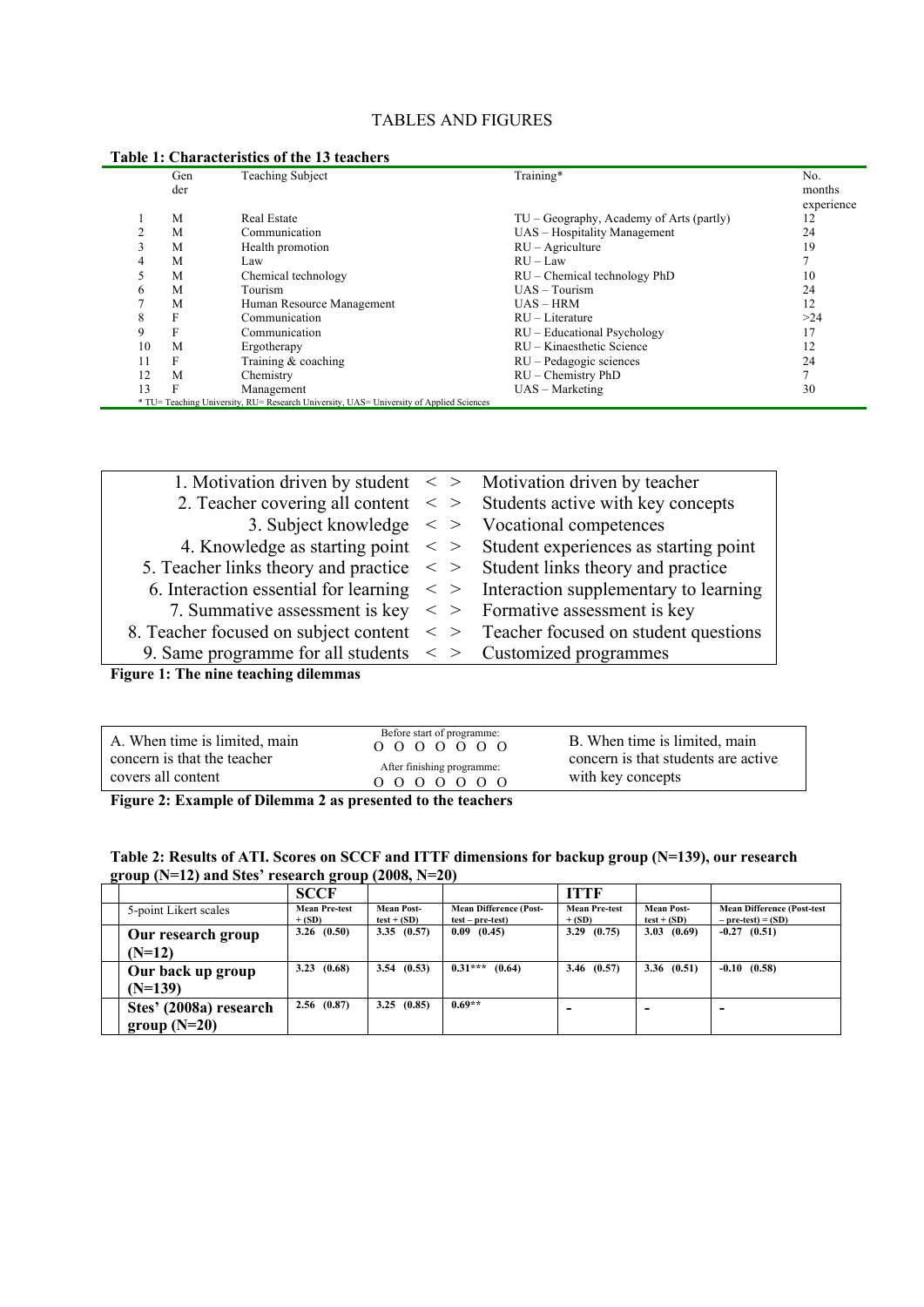# TABLES AND FIGURES

**Table 1: Characteristics of the 13 teachers**

| | Gender | Teaching Subject | Training* | No. months experience |
|---|---|---|---|---|
| 1 | M | Real Estate | TU – Geography, Academy of Arts (partly) | 12 |
| 2 | M | Communication | UAS – Hospitality Management | 24 |
| 3 | M | Health promotion | RU – Agriculture | 19 |
| 4 | M | Law | RU – Law | 7 |
| 5 | M | Chemical technology | RU – Chemical technology PhD | 10 |
| 6 | M | Tourism | UAS – Tourism | 24 |
| 7 | M | Human Resource Management | UAS – HRM | 12 |
| 8 | F | Communication | RU – Literature | >24 |
| 9 | F | Communication | RU – Educational Psychology | 17 |
| 10 | M | Ergotherapy | RU – Kinaesthetic Science | 12 |
| 11 | F | Training & coaching | RU – Pedagogic sciences | 24 |
| 12 | M | Chemistry | RU – Chemistry PhD | 7 |
| 13 | F | Management | UAS – Marketing | 30 |

\* TU= Teaching University, RU= Research University, UAS= University of Applied Sciences

| | | |
|---|---|---|
| 1. Motivation driven by student | < > | Motivation driven by teacher |
| 2. Teacher covering all content | < > | Students active with key concepts |
| 3. Subject knowledge | < > | Vocational competences |
| 4. Knowledge as starting point | < > | Student experiences as starting point |
| 5. Teacher links theory and practice | < > | Student links theory and practice |
| 6. Interaction essential for learning | < > | Interaction supplementary to learning |
| 7. Summative assessment is key | < > | Formative assessment is key |
| 8. Teacher focused on subject content | < > | Teacher focused on student questions |
| 9. Same programme for all students | < > | Customized programmes |

**Figure 1: The nine teaching dilemmas**

| | | |
|---|---|---|
| A. When time is limited, main concern is that the teacher covers all content | Before start of programme: O O O O O O O<br>After finishing programme: O O O O O O O | B. When time is limited, main concern is that students are active with key concepts |

**Figure 2: Example of Dilemma 2 as presented to the teachers**

**Table 2: Results of ATI. Scores on SCCF and ITTF dimensions for backup group (N=139), our research group (N=12) and Stes' research group (2008, N=20)**

| | SCCF | | | ITTF | | |
|---|---|---|---|---|---|---|
| 5-point Likert scales | Mean Pre-test + (SD) | Mean Post-test + (SD) | Mean Difference (Post-test – pre-test) | Mean Pre-test + (SD) | Mean Post-test + (SD) | Mean Difference (Post-test – pre-test) = (SD) |
| **Our research group (N=12)** | 3.26 (0.50) | 3.35 (0.57) | 0.09 (0.45) | 3.29 (0.75) | 3.03 (0.69) | -0.27 (0.51) |
| **Our back up group (N=139)** | 3.23 (0.68) | 3.54 (0.53) | 0.31*** (0.64) | 3.46 (0.57) | 3.36 (0.51) | -0.10 (0.58) |
| **Stes' (2008a) research group (N=20)** | 2.56 (0.87) | 3.25 (0.85) | 0.69** | - | - | - |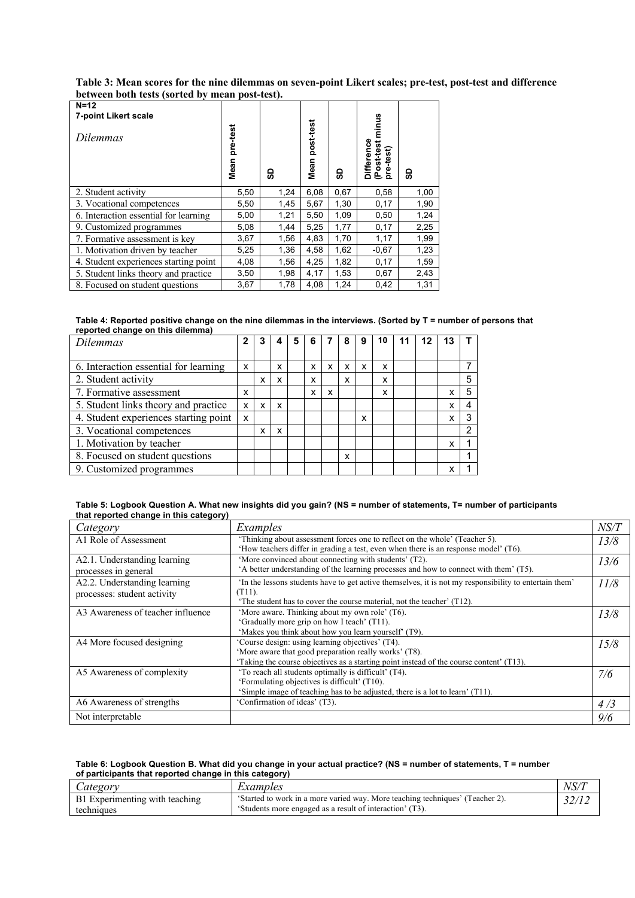**Table 3: Mean scores for the nine dilemmas on seven-point Likert scales; pre-test, post-test and difference between both tests (sorted by mean post-test).**

| N=12<br>7-point Likert scale<br>*Dilemmas* | Mean pre-test | SD | Mean post-test | SD | Difference (Post-test minus pre-test) | SD |
|---|---|---|---|---|---|---|
| 2. Student activity | 5,50 | 1,24 | 6,08 | 0,67 | 0,58 | 1,00 |
| 3. Vocational competences | 5,50 | 1,45 | 5,67 | 1,30 | 0,17 | 1,90 |
| 6. Interaction essential for learning | 5,00 | 1,21 | 5,50 | 1,09 | 0,50 | 1,24 |
| 9. Customized programmes | 5,08 | 1,44 | 5,25 | 1,77 | 0,17 | 2,25 |
| 7. Formative assessment is key | 3,67 | 1,56 | 4,83 | 1,70 | 1,17 | 1,99 |
| 1. Motivation driven by teacher | 5,25 | 1,36 | 4,58 | 1,62 | -0,67 | 1,23 |
| 4. Student experiences starting point | 4,08 | 1,56 | 4,25 | 1,82 | 0,17 | 1,59 |
| 5. Student links theory and practice | 3,50 | 1,98 | 4,17 | 1,53 | 0,67 | 2,43 |
| 8. Focused on student questions | 3,67 | 1,78 | 4,08 | 1,24 | 0,42 | 1,31 |

**Table 4: Reported positive change on the nine dilemmas in the interviews. (Sorted by T = number of persons that reported change on this dilemma)**

| *Dilemmas* | 2 | 3 | 4 | 5 | 6 | 7 | 8 | 9 | 10 | 11 | 12 | 13 | T |
|---|---|---|---|---|---|---|---|---|---|---|---|---|---|
| 6. Interaction essential for learning | x | | x | | x | x | x | x | x | | | | 7 |
| 2. Student activity | | x | x | | x | | x | | x | | | | 5 |
| 7. Formative assessment | x | | | | x | x | | | x | | | x | 5 |
| 5. Student links theory and practice | x | x | x | | | | | | | | | x | 4 |
| 4. Student experiences starting point | x | | | | | | | x | | | | x | 3 |
| 3. Vocational competences | | x | x | | | | | | | | | | 2 |
| 1. Motivation by teacher | | | | | | | | | | | | x | 1 |
| 8. Focused on student questions | | | | | | | x | | | | | | 1 |
| 9. Customized programmes | | | | | | | | | | | | x | 1 |

**Table 5: Logbook Question A. What new insights did you gain? (NS = number of statements, T= number of participants that reported change in this category)**

| *Category* | *Examples* | *NS/T* |
|---|---|---|
| A1 Role of Assessment | 'Thinking about assessment forces one to reflect on the whole' (Teacher 5).<br>'How teachers differ in grading a test, even when there is an response model' (T6). | *13/8* |
| A2.1. Understanding learning processes in general | 'More convinced about connecting with students' (T2).<br>'A better understanding of the learning processes and how to connect with them' (T5). | *13/6* |
| A2.2. Understanding learning processes: student activity | 'In the lessons students have to get active themselves, it is not my responsibility to entertain them' (T11).<br>'The student has to cover the course material, not the teacher' (T12). | *11/8* |
| A3 Awareness of teacher influence | 'More aware. Thinking about my own role' (T6).<br>'Gradually more grip on how I teach' (T11).<br>'Makes you think about how you learn yourself' (T9). | *13/8* |
| A4 More focused designing | 'Course design: using learning objectives' (T4).<br>'More aware that good preparation really works' (T8).<br>'Taking the course objectives as a starting point instead of the course content' (T13). | *15/8* |
| A5 Awareness of complexity | 'To reach all students optimally is difficult' (T4).<br>'Formulating objectives is difficult' (T10).<br>'Simple image of teaching has to be adjusted, there is a lot to learn' (T11). | *7/6* |
| A6 Awareness of strengths | 'Confirmation of ideas' (T3). | *4 /3* |
| Not interpretable | | *9/6* |

**Table 6: Logbook Question B. What did you change in your actual practice? (NS = number of statements, T = number of participants that reported change in this category)**

| *Category* | *Examples* | *NS/T* |
|---|---|---|
| B1 Experimenting with teaching techniques | 'Started to work in a more varied way. More teaching techniques' (Teacher 2).<br>'Students more engaged as a result of interaction' (T3). | *32/12* |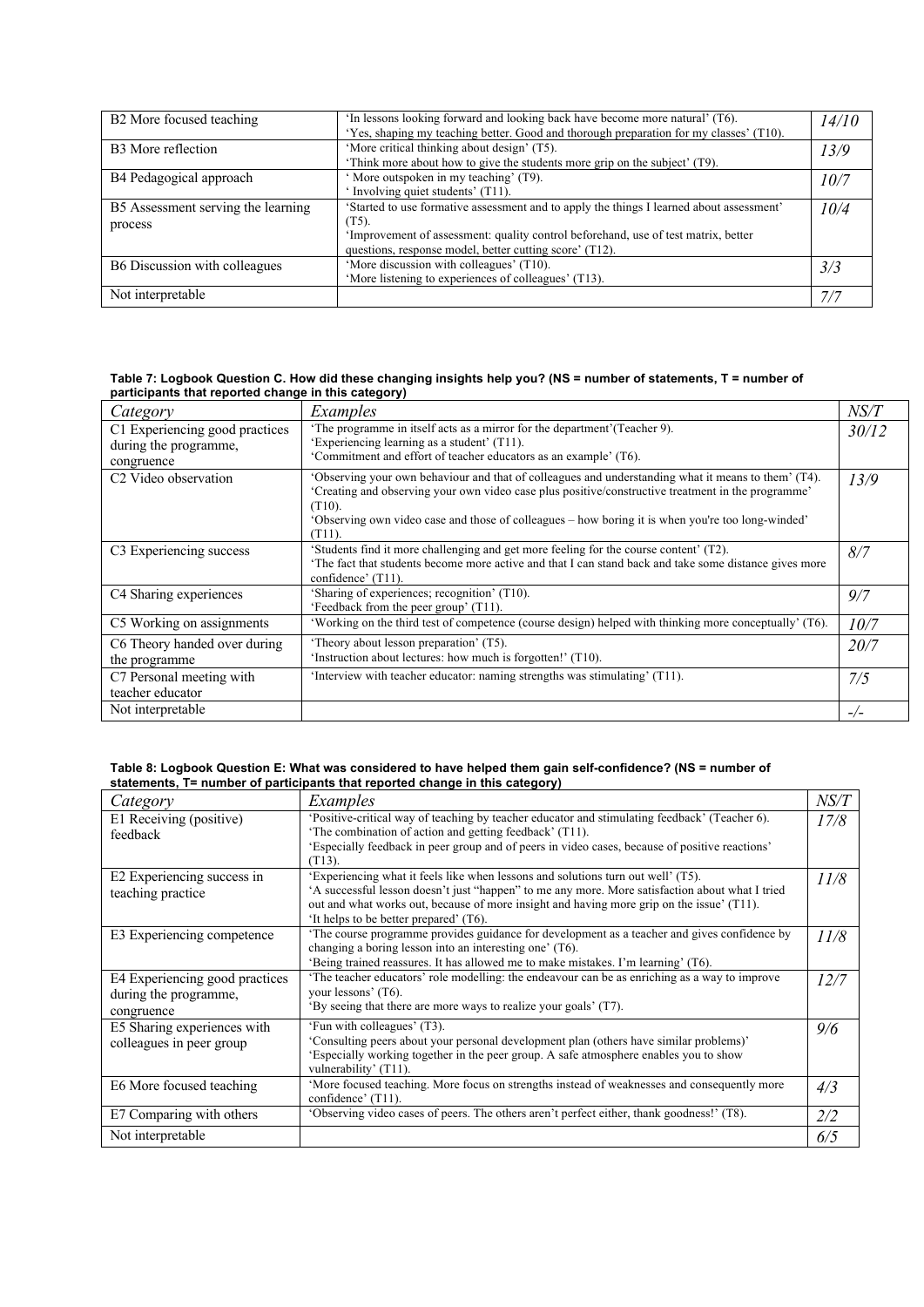| | | |
|---|---|---|
| B2 More focused teaching | 'In lessons looking forward and looking back have become more natural' (T6).<br>'Yes, shaping my teaching better. Good and thorough preparation for my classes' (T10). | *14/10* |
| B3 More reflection | 'More critical thinking about design' (T5).<br>'Think more about how to give the students more grip on the subject' (T9). | *13/9* |
| B4 Pedagogical approach | ' More outspoken in my teaching' (T9).<br>' Involving quiet students' (T11). | *10/7* |
| B5 Assessment serving the learning process | 'Started to use formative assessment and to apply the things I learned about assessment' (T5).<br>'Improvement of assessment: quality control beforehand, use of test matrix, better questions, response model, better cutting score' (T12). | *10/4* |
| B6 Discussion with colleagues | 'More discussion with colleagues' (T10).<br>'More listening to experiences of colleagues' (T13). | *3/3* |
| Not interpretable | | *7/7* |

**Table 7: Logbook Question C. How did these changing insights help you? (NS = number of statements, T = number of participants that reported change in this category)**

| *Category* | *Examples* | *NS/T* |
|---|---|---|
| C1 Experiencing good practices during the programme, congruence | 'The programme in itself acts as a mirror for the department'(Teacher 9).<br>'Experiencing learning as a student' (T11).<br>'Commitment and effort of teacher educators as an example' (T6). | *30/12* |
| C2 Video observation | 'Observing your own behaviour and that of colleagues and understanding what it means to them' (T4).<br>'Creating and observing your own video case plus positive/constructive treatment in the programme' (T10).<br>'Observing own video case and those of colleagues – how boring it is when you're too long-winded' (T11). | *13/9* |
| C3 Experiencing success | 'Students find it more challenging and get more feeling for the course content' (T2).<br>'The fact that students become more active and that I can stand back and take some distance gives more confidence' (T11). | *8/7* |
| C4 Sharing experiences | 'Sharing of experiences; recognition' (T10).<br>'Feedback from the peer group' (T11). | *9/7* |
| C5 Working on assignments | 'Working on the third test of competence (course design) helped with thinking more conceptually' (T6). | *10/7* |
| C6 Theory handed over during the programme | 'Theory about lesson preparation' (T5).<br>'Instruction about lectures: how much is forgotten!' (T10). | *20/7* |
| C7 Personal meeting with teacher educator | 'Interview with teacher educator: naming strengths was stimulating' (T11). | *7/5* |
| Not interpretable | | *-/-* |

**Table 8: Logbook Question E: What was considered to have helped them gain self-confidence? (NS = number of statements, T= number of participants that reported change in this category)**

| *Category* | *Examples* | *NS/T* |
|---|---|---|
| E1 Receiving (positive) feedback | 'Positive-critical way of teaching by teacher educator and stimulating feedback' (Teacher 6).<br>'The combination of action and getting feedback' (T11).<br>'Especially feedback in peer group and of peers in video cases, because of positive reactions' (T13). | *17/8* |
| E2 Experiencing success in teaching practice | 'Experiencing what it feels like when lessons and solutions turn out well' (T5).<br>'A successful lesson doesn't just "happen" to me any more. More satisfaction about what I tried out and what works out, because of more insight and having more grip on the issue' (T11).<br>'It helps to be better prepared' (T6). | *11/8* |
| E3 Experiencing competence | 'The course programme provides guidance for development as a teacher and gives confidence by changing a boring lesson into an interesting one' (T6).<br>'Being trained reassures. It has allowed me to make mistakes. I'm learning' (T6). | *11/8* |
| E4 Experiencing good practices during the programme, congruence | 'The teacher educators' role modelling: the endeavour can be as enriching as a way to improve your lessons' (T6).<br>'By seeing that there are more ways to realize your goals' (T7). | *12/7* |
| E5 Sharing experiences with colleagues in peer group | 'Fun with colleagues' (T3).<br>'Consulting peers about your personal development plan (others have similar problems)'<br>'Especially working together in the peer group. A safe atmosphere enables you to show vulnerability' (T11). | *9/6* |
| E6 More focused teaching | 'More focused teaching. More focus on strengths instead of weaknesses and consequently more confidence' (T11). | *4/3* |
| E7 Comparing with others | 'Observing video cases of peers. The others aren't perfect either, thank goodness!' (T8). | *2/2* |
| Not interpretable | | *6/5* |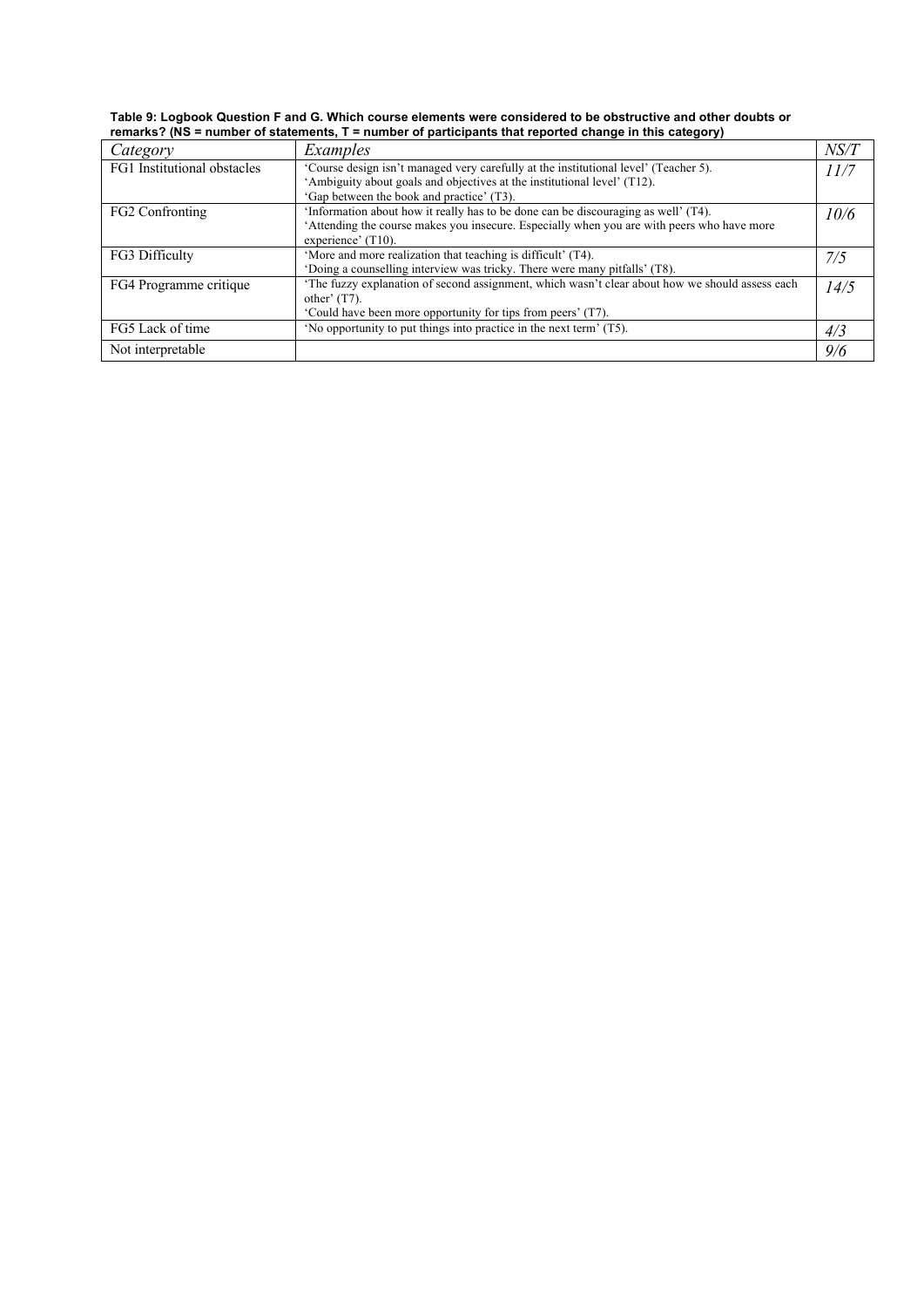**Table 9: Logbook Question F and G. Which course elements were considered to be obstructive and other doubts or remarks? (NS = number of statements, T = number of participants that reported change in this category)**

| *Category* | *Examples* | *NS/T* |
|---|---|---|
| FG1 Institutional obstacles | 'Course design isn't managed very carefully at the institutional level' (Teacher 5).<br>'Ambiguity about goals and objectives at the institutional level' (T12).<br>'Gap between the book and practice' (T3). | *11/7* |
| FG2 Confronting | 'Information about how it really has to be done can be discouraging as well' (T4).<br>'Attending the course makes you insecure. Especially when you are with peers who have more experience' (T10). | *10/6* |
| FG3 Difficulty | 'More and more realization that teaching is difficult' (T4).<br>'Doing a counselling interview was tricky. There were many pitfalls' (T8). | *7/5* |
| FG4 Programme critique | 'The fuzzy explanation of second assignment, which wasn't clear about how we should assess each other' (T7).<br>'Could have been more opportunity for tips from peers' (T7). | *14/5* |
| FG5 Lack of time | 'No opportunity to put things into practice in the next term' (T5). | *4/3* |
| Not interpretable | | *9/6* |